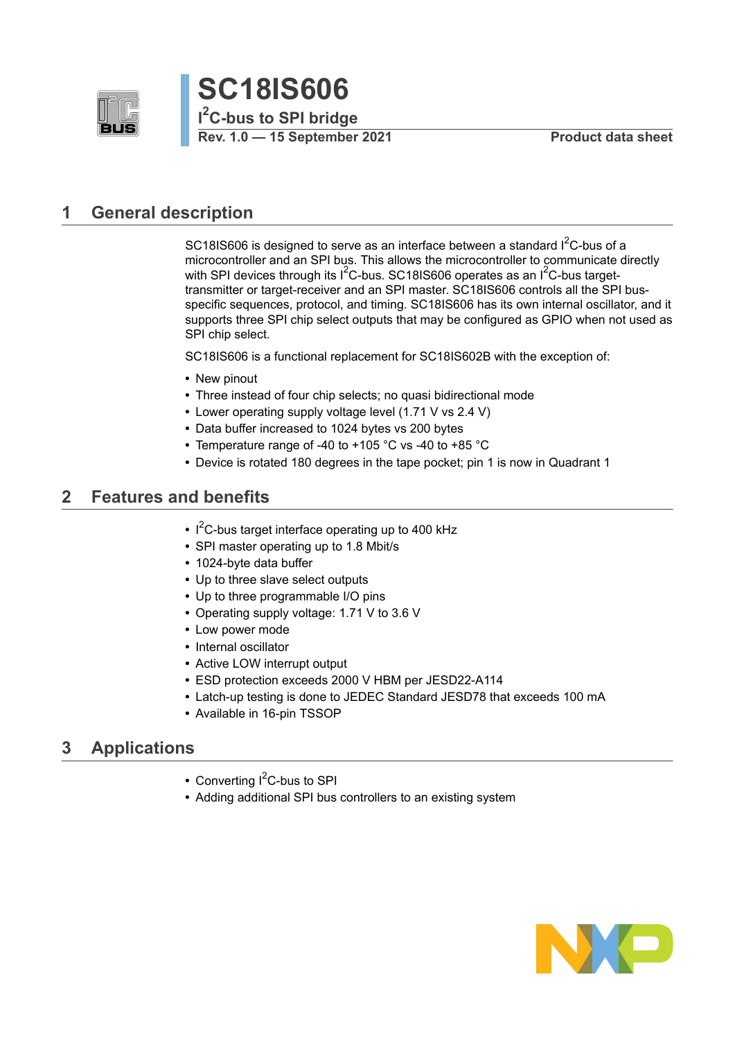# SC18IS606

## I$^2$C-bus to SPI bridge

**Rev. 1.0 — 15 September 2021** **Product data sheet**

## 1 General description

SC18IS606 is designed to serve as an interface between a standard I$^2$C-bus of a microcontroller and an SPI bus. This allows the microcontroller to communicate directly with SPI devices through its I$^2$C-bus. SC18IS606 operates as an I$^2$C-bus target-transmitter or target-receiver and an SPI master. SC18IS606 controls all the SPI bus-specific sequences, protocol, and timing. SC18IS606 has its own internal oscillator, and it supports three SPI chip select outputs that may be configured as GPIO when not used as SPI chip select.

SC18IS606 is a functional replacement for SC18IS602B with the exception of:

- New pinout
- Three instead of four chip selects; no quasi bidirectional mode
- Lower operating supply voltage level (1.71 V vs 2.4 V)
- Data buffer increased to 1024 bytes vs 200 bytes
- Temperature range of -40 to +105 °C vs -40 to +85 °C
- Device is rotated 180 degrees in the tape pocket; pin 1 is now in Quadrant 1

## 2 Features and benefits

- I$^2$C-bus target interface operating up to 400 kHz
- SPI master operating up to 1.8 Mbit/s
- 1024-byte data buffer
- Up to three slave select outputs
- Up to three programmable I/O pins
- Operating supply voltage: 1.71 V to 3.6 V
- Low power mode
- Internal oscillator
- Active LOW interrupt output
- ESD protection exceeds 2000 V HBM per JESD22-A114
- Latch-up testing is done to JEDEC Standard JESD78 that exceeds 100 mA
- Available in 16-pin TSSOP

## 3 Applications

- Converting I$^2$C-bus to SPI
- Adding additional SPI bus controllers to an existing system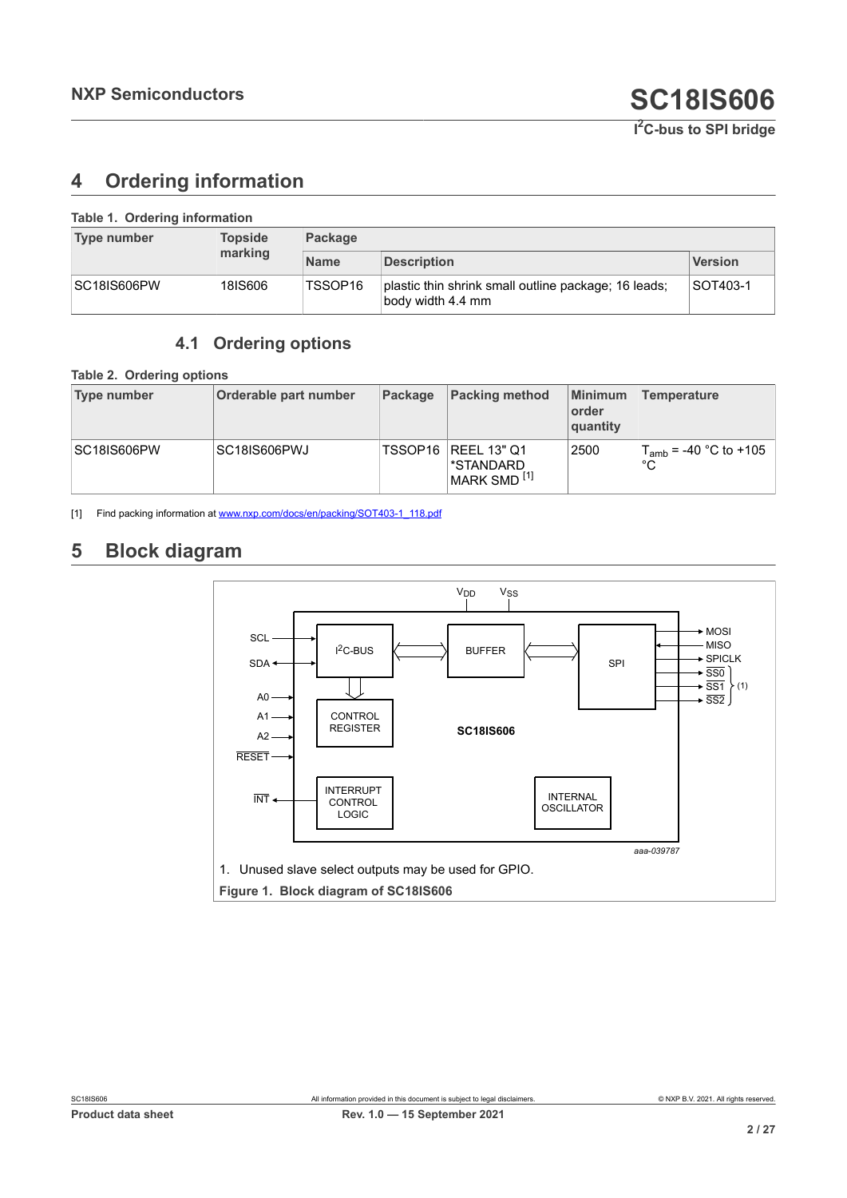# 4 Ordering information

**Table 1. Ordering information**

| Type number | Topside marking | Package | | |
|---|---|---|---|---|
| | | Name | Description | Version |
| SC18IS606PW | 18IS606 | TSSOP16 | plastic thin shrink small outline package; 16 leads; body width 4.4 mm | SOT403-1 |

## 4.1 Ordering options

**Table 2. Ordering options**

| Type number | Orderable part number | Package | Packing method | Minimum order quantity | Temperature |
|---|---|---|---|---|---|
| SC18IS606PW | SC18IS606PWJ | TSSOP16 | REEL 13" Q1 *STANDARD MARK SMD [1] | 2500 | $T_{amb}$ = -40 °C to +105 °C |

[1] Find packing information at www.nxp.com/docs/en/packing/SOT403-1_118.pdf

# 5 Block diagram

1. Unused slave select outputs may be used for GPIO.

**Figure 1. Block diagram of SC18IS606**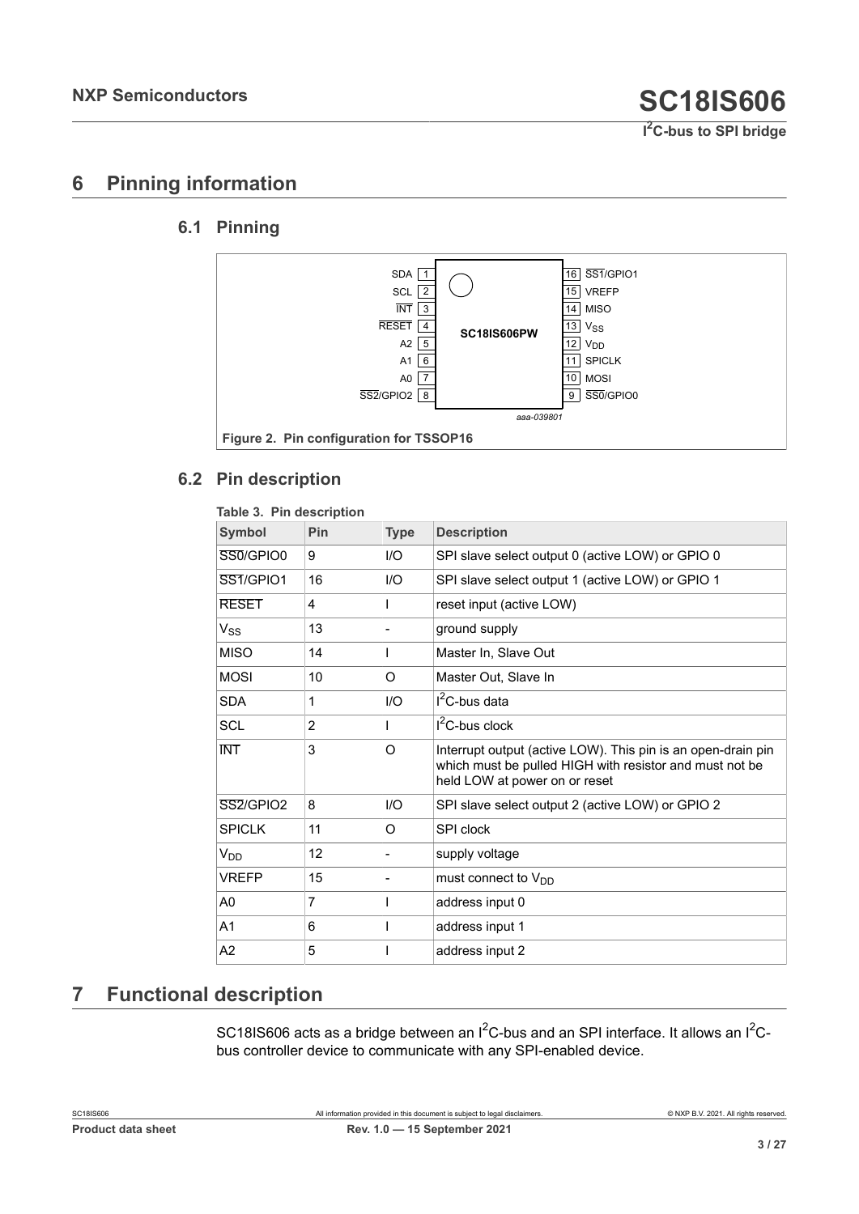# 6 Pinning information

## 6.1 Pinning

| Pin | Symbol | | Pin | Symbol |
|---|---|---|---|---|
| 1 | SDA | | 16 | SS1/GPIO1 |
| 2 | SCL | | 15 | VREFP |
| 3 | INT | | 14 | MISO |
| 4 | RESET | SC18IS606PW | 13 | $V_{SS}$ |
| 5 | A2 | | 12 | $V_{DD}$ |
| 6 | A1 | | 11 | SPICLK |
| 7 | A0 | | 10 | MOSI |
| 8 | SS2/GPIO2 | | 9 | SS0/GPIO0 |

aaa-039801

**Figure 2. Pin configuration for TSSOP16**

## 6.2 Pin description

**Table 3. Pin description**

| Symbol | Pin | Type | Description |
|---|---|---|---|
| SS0/GPIO0 | 9 | I/O | SPI slave select output 0 (active LOW) or GPIO 0 |
| SS1/GPIO1 | 16 | I/O | SPI slave select output 1 (active LOW) or GPIO 1 |
| RESET | 4 | I | reset input (active LOW) |
| $V_{SS}$ | 13 | - | ground supply |
| MISO | 14 | I | Master In, Slave Out |
| MOSI | 10 | O | Master Out, Slave In |
| SDA | 1 | I/O | $I^2C$-bus data |
| SCL | 2 | I | $I^2C$-bus clock |
| INT | 3 | O | Interrupt output (active LOW). This pin is an open-drain pin which must be pulled HIGH with resistor and must not be held LOW at power on or reset |
| SS2/GPIO2 | 8 | I/O | SPI slave select output 2 (active LOW) or GPIO 2 |
| SPICLK | 11 | O | SPI clock |
| $V_{DD}$ | 12 | - | supply voltage |
| VREFP | 15 | - | must connect to $V_{DD}$ |
| A0 | 7 | I | address input 0 |
| A1 | 6 | I | address input 1 |
| A2 | 5 | I | address input 2 |

# 7 Functional description

SC18IS606 acts as a bridge between an $I^2C$-bus and an SPI interface. It allows an $I^2C$-bus controller device to communicate with any SPI-enabled device.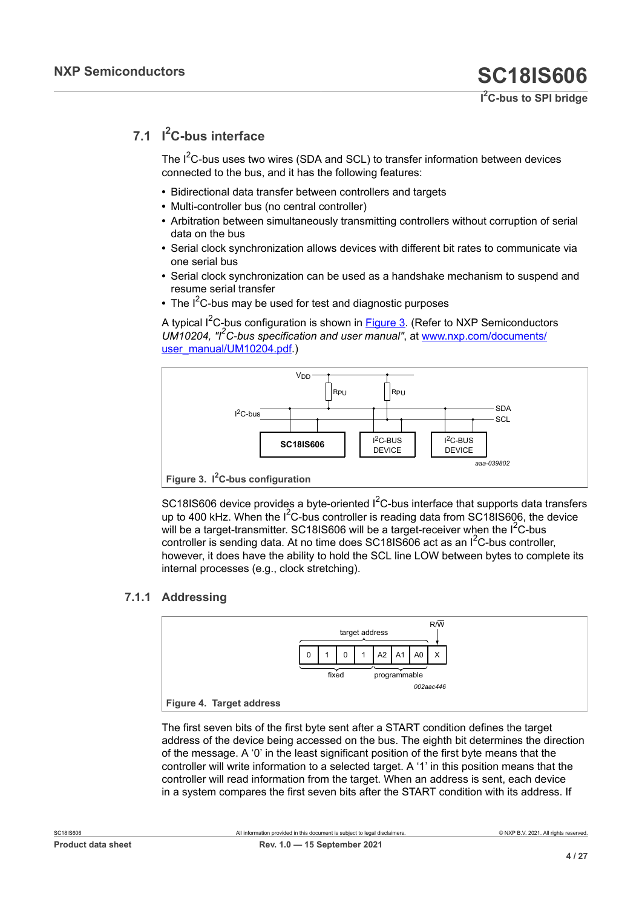## 7.1 I²C-bus interface

The I²C-bus uses two wires (SDA and SCL) to transfer information between devices connected to the bus, and it has the following features:

- Bidirectional data transfer between controllers and targets
- Multi-controller bus (no central controller)
- Arbitration between simultaneously transmitting controllers without corruption of serial data on the bus
- Serial clock synchronization allows devices with different bit rates to communicate via one serial bus
- Serial clock synchronization can be used as a handshake mechanism to suspend and resume serial transfer
- The I²C-bus may be used for test and diagnostic purposes

A typical I²C-bus configuration is shown in Figure 3. (Refer to NXP Semiconductors *UM10204, "I²C-bus specification and user manual"*, at www.nxp.com/documents/user_manual/UM10204.pdf.)

**Figure 3. I²C-bus configuration**

SC18IS606 device provides a byte-oriented I²C-bus interface that supports data transfers up to 400 kHz. When the I²C-bus controller is reading data from SC18IS606, the device will be a target-transmitter. SC18IS606 will be a target-receiver when the I²C-bus controller is sending data. At no time does SC18IS606 act as an I²C-bus controller, however, it does have the ability to hold the SCL line LOW between bytes to complete its internal processes (e.g., clock stretching).

### 7.1.1 Addressing

**Figure 4. Target address**

The first seven bits of the first byte sent after a START condition defines the target address of the device being accessed on the bus. The eighth bit determines the direction of the message. A '0' in the least significant position of the first byte means that the controller will write information to a selected target. A '1' in this position means that the controller will read information from the target. When an address is sent, each device in a system compares the first seven bits after the START condition with its address. If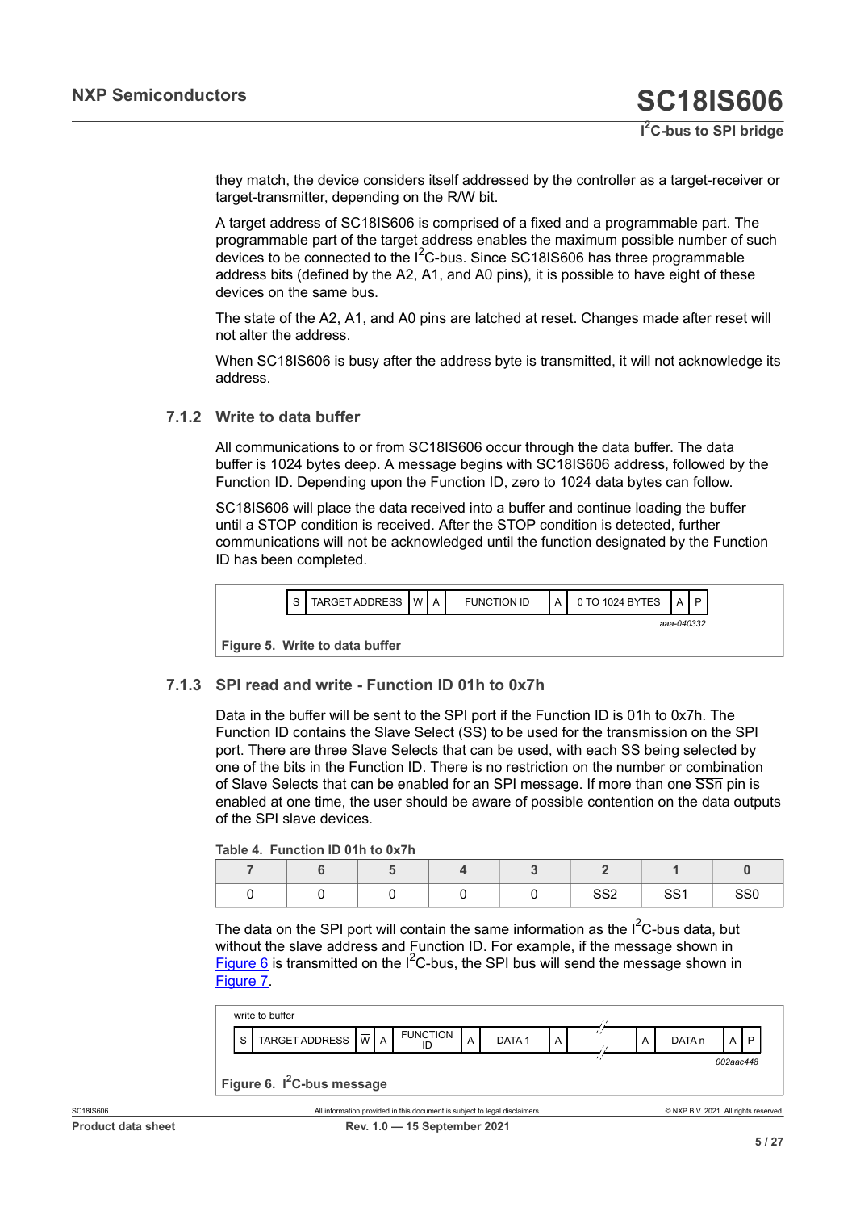they match, the device considers itself addressed by the controller as a target-receiver or target-transmitter, depending on the R/W bit.

A target address of SC18IS606 is comprised of a fixed and a programmable part. The programmable part of the target address enables the maximum possible number of such devices to be connected to the I²C-bus. Since SC18IS606 has three programmable address bits (defined by the A2, A1, and A0 pins), it is possible to have eight of these devices on the same bus.

The state of the A2, A1, and A0 pins are latched at reset. Changes made after reset will not alter the address.

When SC18IS606 is busy after the address byte is transmitted, it will not acknowledge its address.

### 7.1.2 Write to data buffer

All communications to or from SC18IS606 occur through the data buffer. The data buffer is 1024 bytes deep. A message begins with SC18IS606 address, followed by the Function ID. Depending upon the Function ID, zero to 1024 data bytes can follow.

SC18IS606 will place the data received into a buffer and continue loading the buffer until a STOP condition is received. After the STOP condition is detected, further communications will not be acknowledged until the function designated by the Function ID has been completed.

| S | TARGET ADDRESS | W | A | FUNCTION ID | A | 0 TO 1024 BYTES | A | P |
|---|---|---|---|---|---|---|---|---|

aaa-040332

**Figure 5. Write to data buffer**

### 7.1.3 SPI read and write - Function ID 01h to 0x7h

Data in the buffer will be sent to the SPI port if the Function ID is 01h to 0x7h. The Function ID contains the Slave Select (SS) to be used for the transmission on the SPI port. There are three Slave Selects that can be used, with each SS being selected by one of the bits in the Function ID. There is no restriction on the number or combination of Slave Selects that can be enabled for an SPI message. If more than one SSn pin is enabled at one time, the user should be aware of possible contention on the data outputs of the SPI slave devices.

**Table 4. Function ID 01h to 0x7h**

| 7 | 6 | 5 | 4 | 3 | 2 | 1 | 0 |
|---|---|---|---|---|---|---|---|
| 0 | 0 | 0 | 0 | 0 | SS2 | SS1 | SS0 |

The data on the SPI port will contain the same information as the I²C-bus data, but without the slave address and Function ID. For example, if the message shown in Figure 6 is transmitted on the I²C-bus, the SPI bus will send the message shown in Figure 7.

write to buffer

| S | TARGET ADDRESS | W | A | FUNCTION ID | A | DATA 1 | A | ... | A | DATA n | A | P |
|---|---|---|---|---|---|---|---|---|---|---|---|---|

002aac448

**Figure 6. I²C-bus message**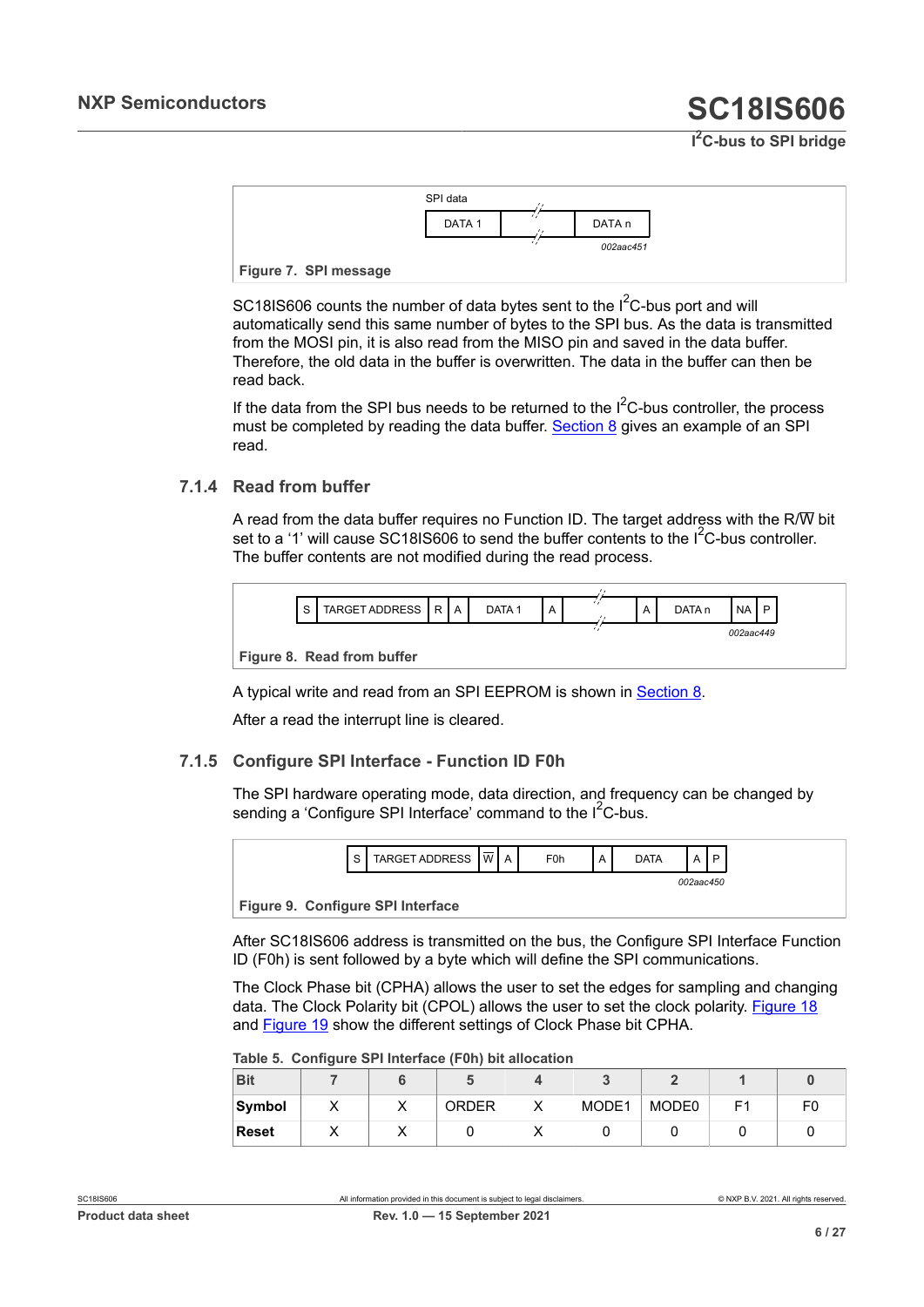| SPI data | | |
|---|---|---|
| DATA 1 | // | DATA n |

002aac451

**Figure 7. SPI message**

SC18IS606 counts the number of data bytes sent to the $I^2C$-bus port and will automatically send this same number of bytes to the SPI bus. As the data is transmitted from the MOSI pin, it is also read from the MISO pin and saved in the data buffer. Therefore, the old data in the buffer is overwritten. The data in the buffer can then be read back.

If the data from the SPI bus needs to be returned to the $I^2C$-bus controller, the process must be completed by reading the data buffer. Section 8 gives an example of an SPI read.

### 7.1.4 Read from buffer

A read from the data buffer requires no Function ID. The target address with the R/$\overline{W}$ bit set to a '1' will cause SC18IS606 to send the buffer contents to the $I^2C$-bus controller. The buffer contents are not modified during the read process.

| S | TARGET ADDRESS | R | A | DATA 1 | A | // | A | DATA n | NA | P |
|---|---|---|---|---|---|---|---|---|---|---|

002aac449

**Figure 8. Read from buffer**

A typical write and read from an SPI EEPROM is shown in Section 8.

After a read the interrupt line is cleared.

### 7.1.5 Configure SPI Interface - Function ID F0h

The SPI hardware operating mode, data direction, and frequency can be changed by sending a 'Configure SPI Interface' command to the $I^2C$-bus.

| S | TARGET ADDRESS | $\overline{W}$ | A | F0h | A | DATA | A | P |
|---|---|---|---|---|---|---|---|---|

002aac450

**Figure 9. Configure SPI Interface**

After SC18IS606 address is transmitted on the bus, the Configure SPI Interface Function ID (F0h) is sent followed by a byte which will define the SPI communications.

The Clock Phase bit (CPHA) allows the user to set the edges for sampling and changing data. The Clock Polarity bit (CPOL) allows the user to set the clock polarity. Figure 18 and Figure 19 show the different settings of Clock Phase bit CPHA.

**Table 5. Configure SPI Interface (F0h) bit allocation**

| Bit | 7 | 6 | 5 | 4 | 3 | 2 | 1 | 0 |
|---|---|---|---|---|---|---|---|---|
| Symbol | X | X | ORDER | X | MODE1 | MODE0 | F1 | F0 |
| Reset | X | X | 0 | X | 0 | 0 | 0 | 0 |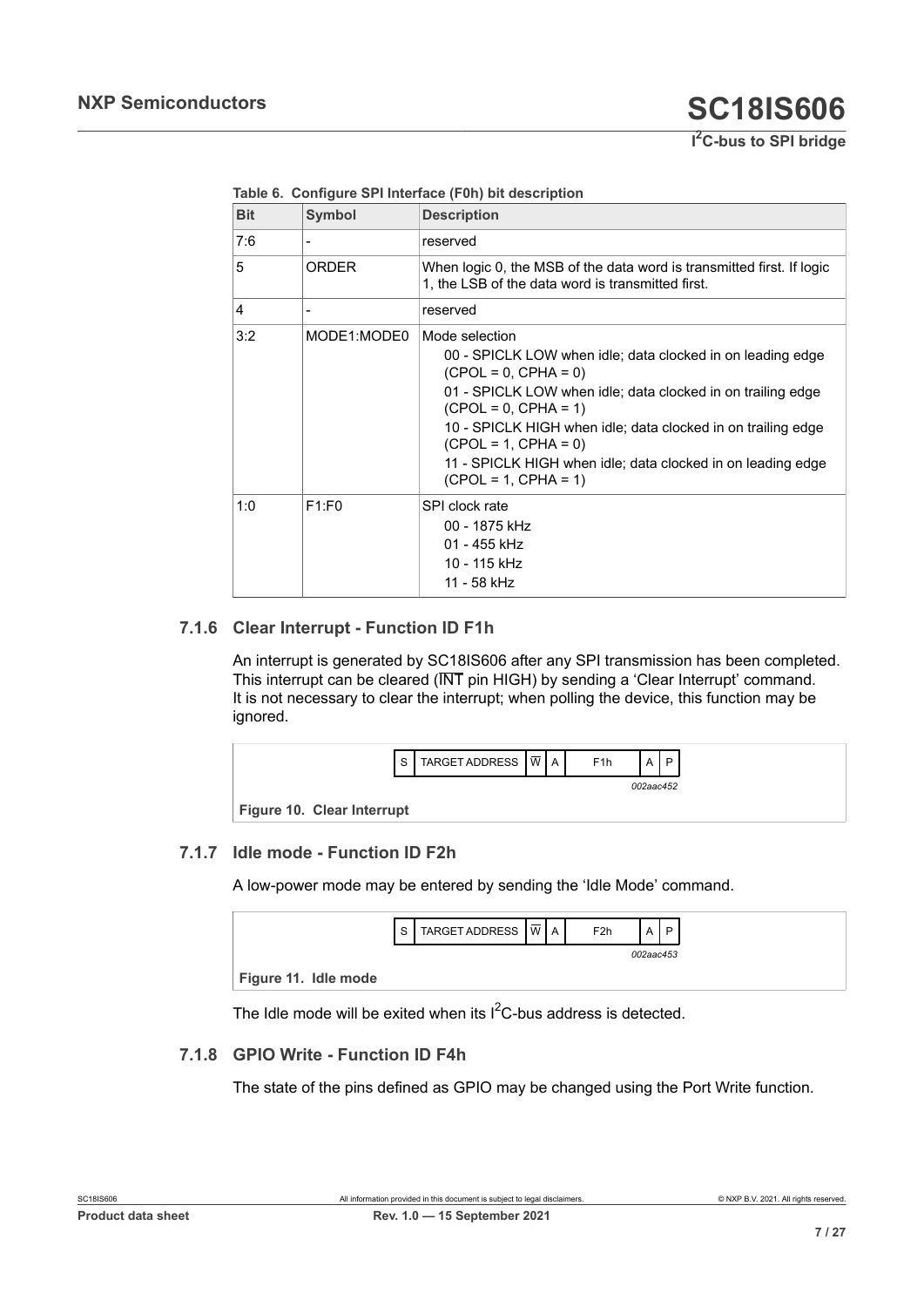**Table 6. Configure SPI Interface (F0h) bit description**

| Bit | Symbol | Description |
|---|---|---|
| 7:6 | - | reserved |
| 5 | ORDER | When logic 0, the MSB of the data word is transmitted first. If logic 1, the LSB of the data word is transmitted first. |
| 4 | - | reserved |
| 3:2 | MODE1:MODE0 | Mode selection<br>00 - SPICLK LOW when idle; data clocked in on leading edge (CPOL = 0, CPHA = 0)<br>01 - SPICLK LOW when idle; data clocked in on trailing edge (CPOL = 0, CPHA = 1)<br>10 - SPICLK HIGH when idle; data clocked in on trailing edge (CPOL = 1, CPHA = 0)<br>11 - SPICLK HIGH when idle; data clocked in on leading edge (CPOL = 1, CPHA = 1) |
| 1:0 | F1:F0 | SPI clock rate<br>00 - 1875 kHz<br>01 - 455 kHz<br>10 - 115 kHz<br>11 - 58 kHz |

### 7.1.6 Clear Interrupt - Function ID F1h

An interrupt is generated by SC18IS606 after any SPI transmission has been completed. This interrupt can be cleared ($\overline{INT}$ pin HIGH) by sending a 'Clear Interrupt' command. It is not necessary to clear the interrupt; when polling the device, this function may be ignored.

| S | TARGET ADDRESS | $\overline{W}$ | A | F1h | A | P |
|---|---|---|---|---|---|---|

*002aac452*

**Figure 10. Clear Interrupt**

### 7.1.7 Idle mode - Function ID F2h

A low-power mode may be entered by sending the 'Idle Mode' command.

| S | TARGET ADDRESS | $\overline{W}$ | A | F2h | A | P |
|---|---|---|---|---|---|---|

*002aac453*

**Figure 11. Idle mode**

The Idle mode will be exited when its $I^2C$-bus address is detected.

### 7.1.8 GPIO Write - Function ID F4h

The state of the pins defined as GPIO may be changed using the Port Write function.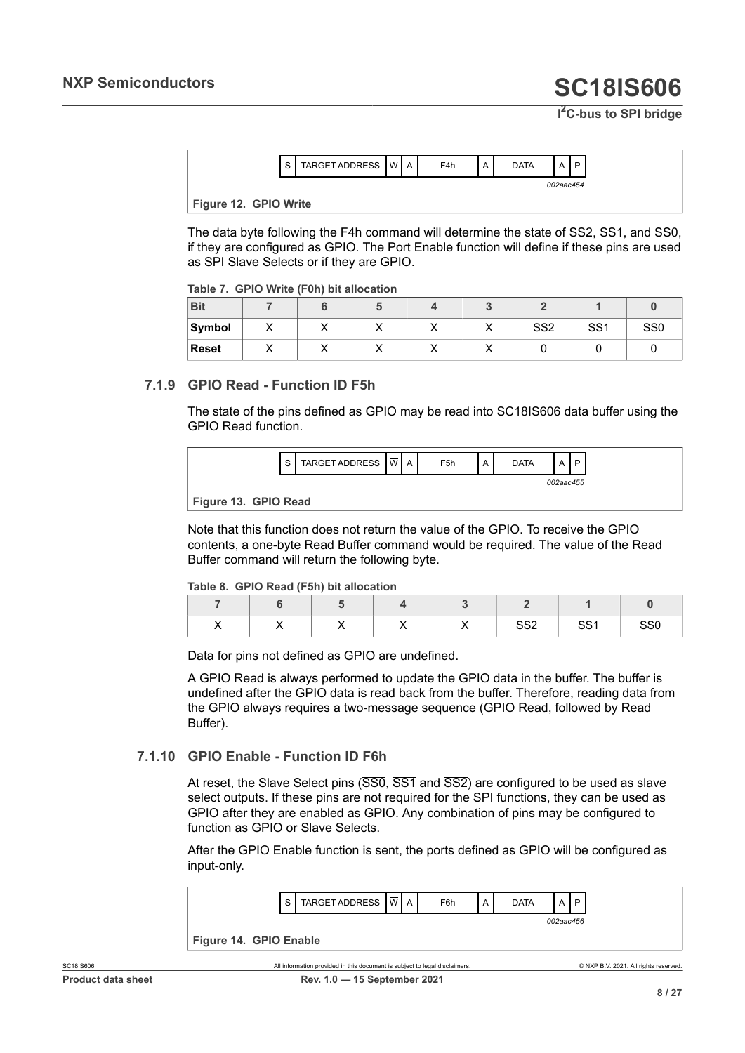| S | TARGET ADDRESS | $\overline{W}$ | A | F4h | A | DATA | A | P |
|---|---|---|---|---|---|---|---|---|

*002aac454*

**Figure 12. GPIO Write**

The data byte following the F4h command will determine the state of SS2, SS1, and SS0, if they are configured as GPIO. The Port Enable function will define if these pins are used as SPI Slave Selects or if they are GPIO.

**Table 7. GPIO Write (F0h) bit allocation**

| Bit | 7 | 6 | 5 | 4 | 3 | 2 | 1 | 0 |
|---|---|---|---|---|---|---|---|---|
| Symbol | X | X | X | X | X | SS2 | SS1 | SS0 |
| Reset | X | X | X | X | X | 0 | 0 | 0 |

### 7.1.9 GPIO Read - Function ID F5h

The state of the pins defined as GPIO may be read into SC18IS606 data buffer using the GPIO Read function.

| S | TARGET ADDRESS | $\overline{W}$ | A | F5h | A | DATA | A | P |
|---|---|---|---|---|---|---|---|---|

*002aac455*

**Figure 13. GPIO Read**

Note that this function does not return the value of the GPIO. To receive the GPIO contents, a one-byte Read Buffer command would be required. The value of the Read Buffer command will return the following byte.

**Table 8. GPIO Read (F5h) bit allocation**

| 7 | 6 | 5 | 4 | 3 | 2 | 1 | 0 |
|---|---|---|---|---|---|---|---|
| X | X | X | X | X | SS2 | SS1 | SS0 |

Data for pins not defined as GPIO are undefined.

A GPIO Read is always performed to update the GPIO data in the buffer. The buffer is undefined after the GPIO data is read back from the buffer. Therefore, reading data from the GPIO always requires a two-message sequence (GPIO Read, followed by Read Buffer).

### 7.1.10 GPIO Enable - Function ID F6h

At reset, the Slave Select pins ($\overline{SS0}$, $\overline{SS1}$ and $\overline{SS2}$) are configured to be used as slave select outputs. If these pins are not required for the SPI functions, they can be used as GPIO after they are enabled as GPIO. Any combination of pins may be configured to function as GPIO or Slave Selects.

After the GPIO Enable function is sent, the ports defined as GPIO will be configured as input-only.

| S | TARGET ADDRESS | $\overline{W}$ | A | F6h | A | DATA | A | P |
|---|---|---|---|---|---|---|---|---|

*002aac456*

**Figure 14. GPIO Enable**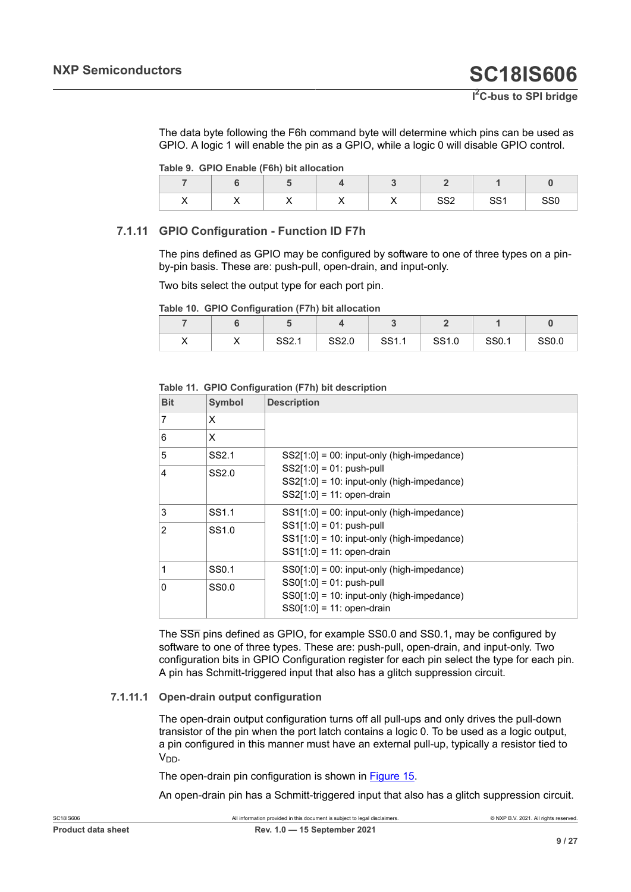The data byte following the F6h command byte will determine which pins can be used as GPIO. A logic 1 will enable the pin as a GPIO, while a logic 0 will disable GPIO control.

**Table 9. GPIO Enable (F6h) bit allocation**

| 7 | 6 | 5 | 4 | 3 | 2 | 1 | 0 |
|---|---|---|---|---|---|---|---|
| X | X | X | X | X | SS2 | SS1 | SS0 |

### 7.1.11 GPIO Configuration - Function ID F7h

The pins defined as GPIO may be configured by software to one of three types on a pin-by-pin basis. These are: push-pull, open-drain, and input-only.

Two bits select the output type for each port pin.

**Table 10. GPIO Configuration (F7h) bit allocation**

| 7 | 6 | 5 | 4 | 3 | 2 | 1 | 0 |
|---|---|---|---|---|---|---|---|
| X | X | SS2.1 | SS2.0 | SS1.1 | SS1.0 | SS0.1 | SS0.0 |

**Table 11. GPIO Configuration (F7h) bit description**

| Bit | Symbol | Description |
|---|---|---|
| 7 | X | |
| 6 | X | |
| 5 | SS2.1 | SS2[1:0] = 00: input-only (high-impedance)<br>SS2[1:0] = 01: push-pull<br>SS2[1:0] = 10: input-only (high-impedance)<br>SS2[1:0] = 11: open-drain |
| 4 | SS2.0 | |
| 3 | SS1.1 | SS1[1:0] = 00: input-only (high-impedance)<br>SS1[1:0] = 01: push-pull<br>SS1[1:0] = 10: input-only (high-impedance)<br>SS1[1:0] = 11: open-drain |
| 2 | SS1.0 | |
| 1 | SS0.1 | SS0[1:0] = 00: input-only (high-impedance)<br>SS0[1:0] = 01: push-pull<br>SS0[1:0] = 10: input-only (high-impedance)<br>SS0[1:0] = 11: open-drain |
| 0 | SS0.0 | |

The $\overline{SSn}$ pins defined as GPIO, for example SS0.0 and SS0.1, may be configured by software to one of three types. These are: push-pull, open-drain, and input-only. Two configuration bits in GPIO Configuration register for each pin select the type for each pin. A pin has Schmitt-triggered input that also has a glitch suppression circuit.

#### 7.1.11.1 Open-drain output configuration

The open-drain output configuration turns off all pull-ups and only drives the pull-down transistor of the pin when the port latch contains a logic 0. To be used as a logic output, a pin configured in this manner must have an external pull-up, typically a resistor tied to $V_{DD}$.

The open-drain pin configuration is shown in Figure 15.

An open-drain pin has a Schmitt-triggered input that also has a glitch suppression circuit.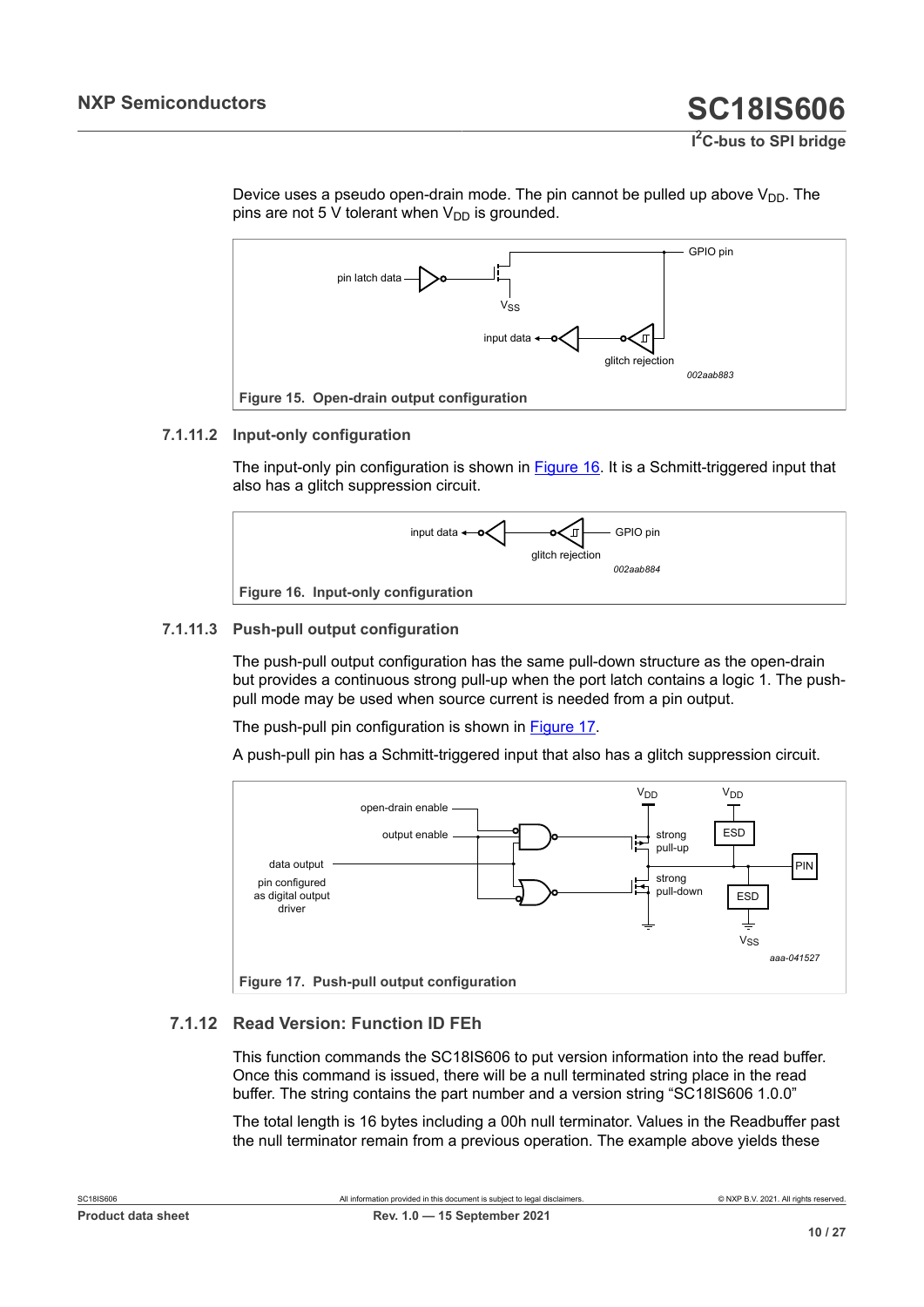Device uses a pseudo open-drain mode. The pin cannot be pulled up above $V_{DD}$. The pins are not 5 V tolerant when $V_{DD}$ is grounded.

Figure 15. Open-drain output configuration

#### 7.1.11.2 Input-only configuration

The input-only pin configuration is shown in Figure 16. It is a Schmitt-triggered input that also has a glitch suppression circuit.

Figure 16. Input-only configuration

#### 7.1.11.3 Push-pull output configuration

The push-pull output configuration has the same pull-down structure as the open-drain but provides a continuous strong pull-up when the port latch contains a logic 1. The push-pull mode may be used when source current is needed from a pin output.

The push-pull pin configuration is shown in Figure 17.

A push-pull pin has a Schmitt-triggered input that also has a glitch suppression circuit.

Figure 17. Push-pull output configuration

### 7.1.12 Read Version: Function ID FEh

This function commands the SC18IS606 to put version information into the read buffer. Once this command is issued, there will be a null terminated string place in the read buffer. The string contains the part number and a version string “SC18IS606 1.0.0”

The total length is 16 bytes including a 00h null terminator. Values in the Readbuffer past the null terminator remain from a previous operation. The example above yields these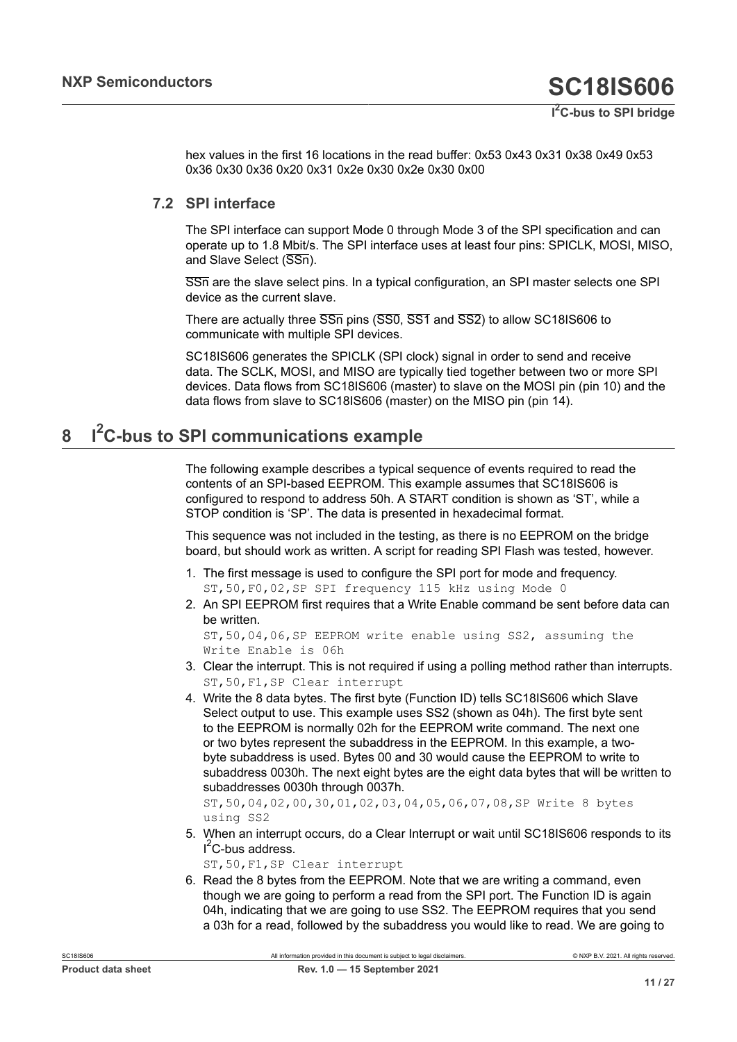hex values in the first 16 locations in the read buffer: 0x53 0x43 0x31 0x38 0x49 0x53 0x36 0x30 0x36 0x20 0x31 0x2e 0x30 0x2e 0x30 0x00

### 7.2 SPI interface

The SPI interface can support Mode 0 through Mode 3 of the SPI specification and can operate up to 1.8 Mbit/s. The SPI interface uses at least four pins: SPICLK, MOSI, MISO, and Slave Select ($\overline{SSn}$).

$\overline{SSn}$ are the slave select pins. In a typical configuration, an SPI master selects one SPI device as the current slave.

There are actually three $\overline{SSn}$ pins ($\overline{SS0}$, $\overline{SS1}$ and $\overline{SS2}$) to allow SC18IS606 to communicate with multiple SPI devices.

SC18IS606 generates the SPICLK (SPI clock) signal in order to send and receive data. The SCLK, MOSI, and MISO are typically tied together between two or more SPI devices. Data flows from SC18IS606 (master) to slave on the MOSI pin (pin 10) and the data flows from slave to SC18IS606 (master) on the MISO pin (pin 14).

## 8 I²C-bus to SPI communications example

The following example describes a typical sequence of events required to read the contents of an SPI-based EEPROM. This example assumes that SC18IS606 is configured to respond to address 50h. A START condition is shown as 'ST', while a STOP condition is 'SP'. The data is presented in hexadecimal format.

This sequence was not included in the testing, as there is no EEPROM on the bridge board, but should work as written. A script for reading SPI Flash was tested, however.

1. The first message is used to configure the SPI port for mode and frequency.
   `ST,50,F0,02,SP SPI frequency 115 kHz using Mode 0`
2. An SPI EEPROM first requires that a Write Enable command be sent before data can be written.
   `ST,50,04,06,SP EEPROM write enable using SS2, assuming the Write Enable is 06h`
3. Clear the interrupt. This is not required if using a polling method rather than interrupts.
   `ST,50,F1,SP Clear interrupt`
4. Write the 8 data bytes. The first byte (Function ID) tells SC18IS606 which Slave Select output to use. This example uses SS2 (shown as 04h). The first byte sent to the EEPROM is normally 02h for the EEPROM write command. The next one or two bytes represent the subaddress in the EEPROM. In this example, a two-byte subaddress is used. Bytes 00 and 30 would cause the EEPROM to write to subaddress 0030h. The next eight bytes are the eight data bytes that will be written to subaddresses 0030h through 0037h.
   `ST,50,04,02,00,30,01,02,03,04,05,06,07,08,SP Write 8 bytes using SS2`
5. When an interrupt occurs, do a Clear Interrupt or wait until SC18IS606 responds to its I²C-bus address.
   `ST,50,F1,SP Clear interrupt`
6. Read the 8 bytes from the EEPROM. Note that we are writing a command, even though we are going to perform a read from the SPI port. The Function ID is again 04h, indicating that we are going to use SS2. The EEPROM requires that you send a 03h for a read, followed by the subaddress you would like to read. We are going to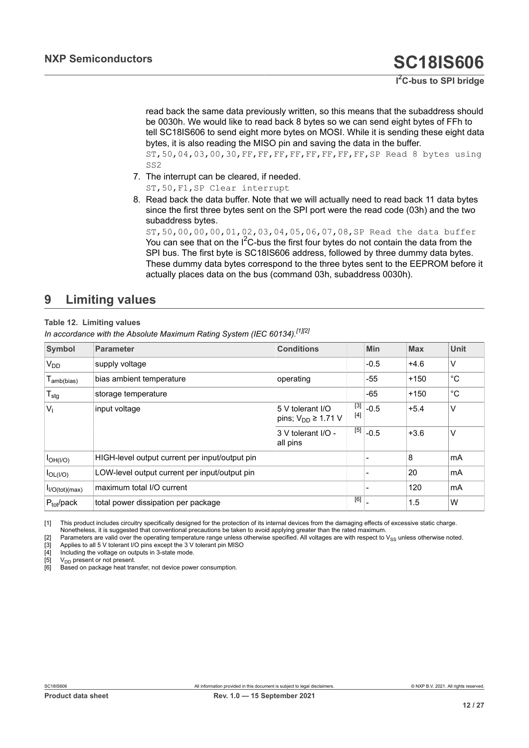read back the same data previously written, so this means that the subaddress should be 0030h. We would like to read back 8 bytes so we can send eight bytes of FFh to tell SC18IS606 to send eight more bytes on MOSI. While it is sending these eight data bytes, it is also reading the MISO pin and saving the data in the buffer.

ST,50,04,03,00,30,FF,FF,FF,FF,FF,FF,FF,FF,SP Read 8 bytes using SS2

7. The interrupt can be cleared, if needed.

   ST,50,F1,SP Clear interrupt

8. Read back the data buffer. Note that we will actually need to read back 11 data bytes since the first three bytes sent on the SPI port were the read code (03h) and the two subaddress bytes.

   ST,50,00,00,00,01,02,03,04,05,06,07,08,SP Read the data buffer

   You can see that on the $I^2C$-bus the first four bytes do not contain the data from the SPI bus. The first byte is SC18IS606 address, followed by three dummy data bytes. These dummy data bytes correspond to the three bytes sent to the EEPROM before it actually places data on the bus (command 03h, subaddress 0030h).

# 9 Limiting values

**Table 12. Limiting values**

*In accordance with the Absolute Maximum Rating System (IEC 60134).[1][2]*

| Symbol | Parameter | Conditions | | Min | Max | Unit |
|---|---|---|---|---|---|---|
| $V_{DD}$ | supply voltage | | | -0.5 | +4.6 | V |
| $T_{amb(bias)}$ | bias ambient temperature | operating | | -55 | +150 | °C |
| $T_{stg}$ | storage temperature | | | -65 | +150 | °C |
| $V_I$ | input voltage | 5 V tolerant I/O pins; $V_{DD} \geq 1.71$ V | [3] [4] | -0.5 | +5.4 | V |
| | | 3 V tolerant I/O - all pins | [5] | -0.5 | +3.6 | V |
| $I_{OH(I/O)}$ | HIGH-level output current per input/output pin | | | - | 8 | mA |
| $I_{OL(I/O)}$ | LOW-level output current per input/output pin | | | - | 20 | mA |
| $I_{I/O(tot)(max)}$ | maximum total I/O current | | | - | 120 | mA |
| $P_{tot}$/pack | total power dissipation per package | | [6] | - | 1.5 | W |

[1] This product includes circuitry specifically designed for the protection of its internal devices from the damaging effects of excessive static charge. Nonetheless, it is suggested that conventional precautions be taken to avoid applying greater than the rated maximum.

[2] Parameters are valid over the operating temperature range unless otherwise specified. All voltages are with respect to $V_{SS}$ unless otherwise noted.

[3] Applies to all 5 V tolerant I/O pins except the 3 V tolerant pin MISO

[4] Including the voltage on outputs in 3-state mode.

[5] $V_{DD}$ present or not present.

[6] Based on package heat transfer, not device power consumption.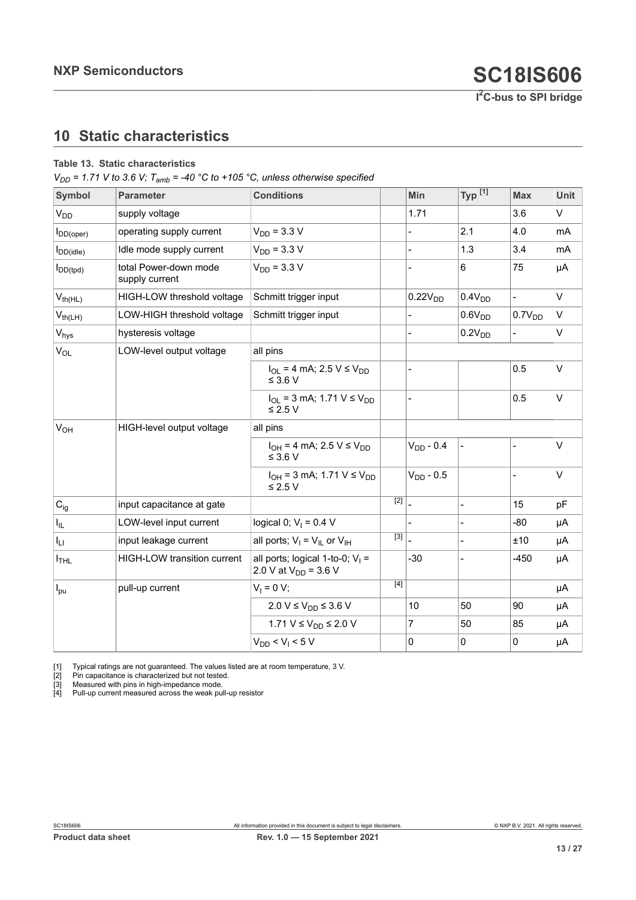## 10 Static characteristics

**Table 13. Static characteristics**

*$V_{DD}$ = 1.71 V to 3.6 V; $T_{amb}$ = -40 °C to +105 °C, unless otherwise specified*

| Symbol | Parameter | Conditions | | Min | Typ [1] | Max | Unit |
|---|---|---|---|---|---|---|---|
| $V_{DD}$ | supply voltage | | | 1.71 | | 3.6 | V |
| $I_{DD(oper)}$ | operating supply current | $V_{DD}$ = 3.3 V | | - | 2.1 | 4.0 | mA |
| $I_{DD(idle)}$ | Idle mode supply current | $V_{DD}$ = 3.3 V | | - | 1.3 | 3.4 | mA |
| $I_{DD(tpd)}$ | total Power-down mode supply current | $V_{DD}$ = 3.3 V | | - | 6 | 75 | µA |
| $V_{th(HL)}$ | HIGH-LOW threshold voltage | Schmitt trigger input | | $0.22V_{DD}$ | $0.4V_{DD}$ | - | V |
| $V_{th(LH)}$ | LOW-HIGH threshold voltage | Schmitt trigger input | | - | $0.6V_{DD}$ | $0.7V_{DD}$ | V |
| $V_{hys}$ | hysteresis voltage | | | - | $0.2V_{DD}$ | - | V |
| $V_{OL}$ | LOW-level output voltage | all pins | | | | | |
| | | $I_{OL}$ = 4 mA; 2.5 V ≤ $V_{DD}$ ≤ 3.6 V | | - | | 0.5 | V |
| | | $I_{OL}$ = 3 mA; 1.71 V ≤ $V_{DD}$ ≤ 2.5 V | | - | | 0.5 | V |
| $V_{OH}$ | HIGH-level output voltage | all pins | | | | | |
| | | $I_{OH}$ = 4 mA; 2.5 V ≤ $V_{DD}$ ≤ 3.6 V | | $V_{DD}$ - 0.4 | - | - | V |
| | | $I_{OH}$ = 3 mA; 1.71 V ≤ $V_{DD}$ ≤ 2.5 V | | $V_{DD}$ - 0.5 | | - | V |
| $C_{ig}$ | input capacitance at gate | | [2] | - | - | 15 | pF |
| $I_{IL}$ | LOW-level input current | logical 0; $V_I$ = 0.4 V | | - | - | -80 | µA |
| $I_{LI}$ | input leakage current | all ports; $V_I$ = $V_{IL}$ or $V_{IH}$ | [3] | - | - | ±10 | µA |
| $I_{THL}$ | HIGH-LOW transition current | all ports; logical 1-to-0; $V_I$ = 2.0 V at $V_{DD}$ = 3.6 V | | -30 | - | -450 | µA |
| $I_{pu}$ | pull-up current | $V_I$ = 0 V; | [4] | | | | µA |
| | | 2.0 V ≤ $V_{DD}$ ≤ 3.6 V | | 10 | 50 | 90 | µA |
| | | 1.71 V ≤ $V_{DD}$ ≤ 2.0 V | | 7 | 50 | 85 | µA |
| | | $V_{DD}$ < $V_I$ < 5 V | | 0 | 0 | 0 | µA |

[1] Typical ratings are not guaranteed. The values listed are at room temperature, 3 V.

[2] Pin capacitance is characterized but not tested.

[3] Measured with pins in high-impedance mode.

[4] Pull-up current measured across the weak pull-up resistor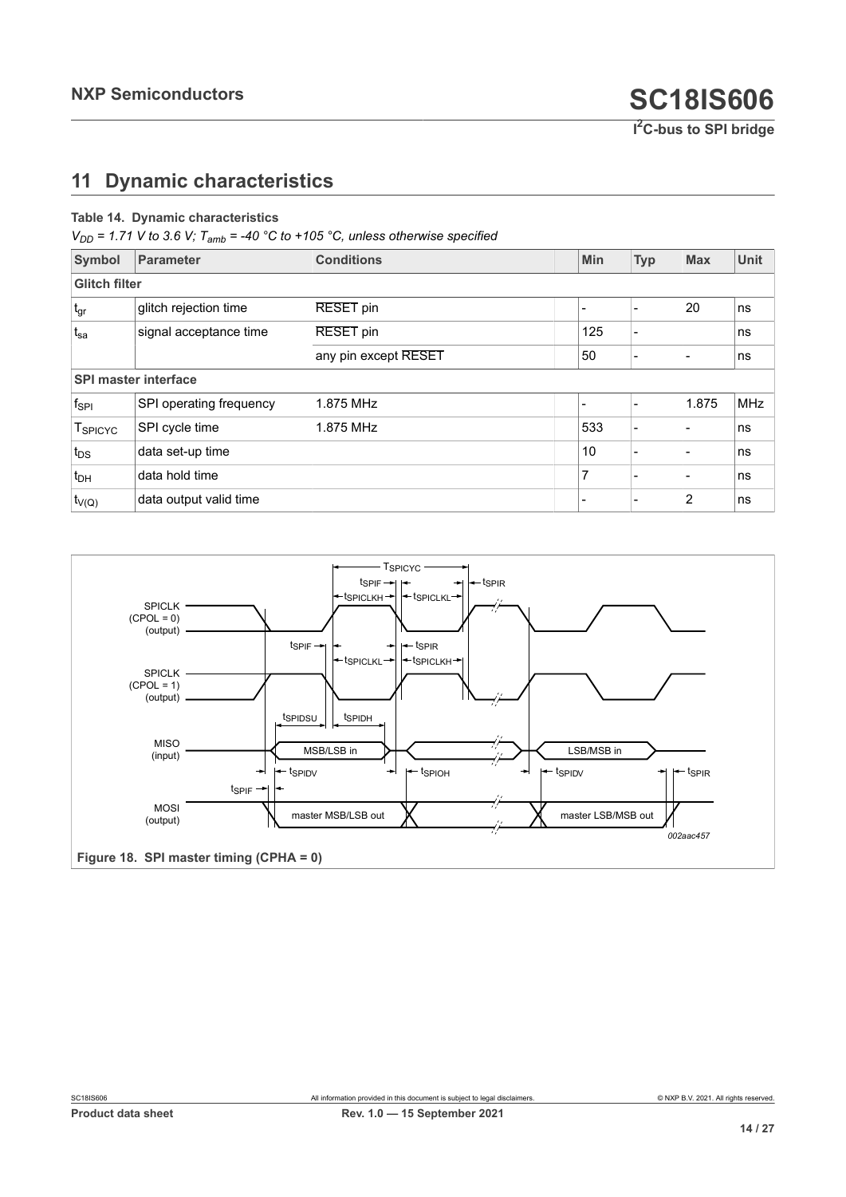# 11 Dynamic characteristics

**Table 14. Dynamic characteristics**

*$V_{DD}$ = 1.71 V to 3.6 V; $T_{amb}$ = -40 °C to +105 °C, unless otherwise specified*

| Symbol | Parameter | Conditions | Min | Typ | Max | Unit |
|---|---|---|---|---|---|---|
| **Glitch filter** | | | | | | |
| $t_{gr}$ | glitch rejection time | $\overline{RESET}$ pin | - | - | 20 | ns |
| $t_{sa}$ | signal acceptance time | $\overline{RESET}$ pin | 125 | - | | ns |
| | | any pin except $\overline{RESET}$ | 50 | - | - | ns |
| **SPI master interface** | | | | | | |
| $f_{SPI}$ | SPI operating frequency | 1.875 MHz | - | - | 1.875 | MHz |
| $T_{SPICYC}$ | SPI cycle time | 1.875 MHz | 533 | - | - | ns |
| $t_{DS}$ | data set-up time | | 10 | - | - | ns |
| $t_{DH}$ | data hold time | | 7 | - | - | ns |
| $t_{V(Q)}$ | data output valid time | | - | - | 2 | ns |

**Figure 18. SPI master timing (CPHA = 0)**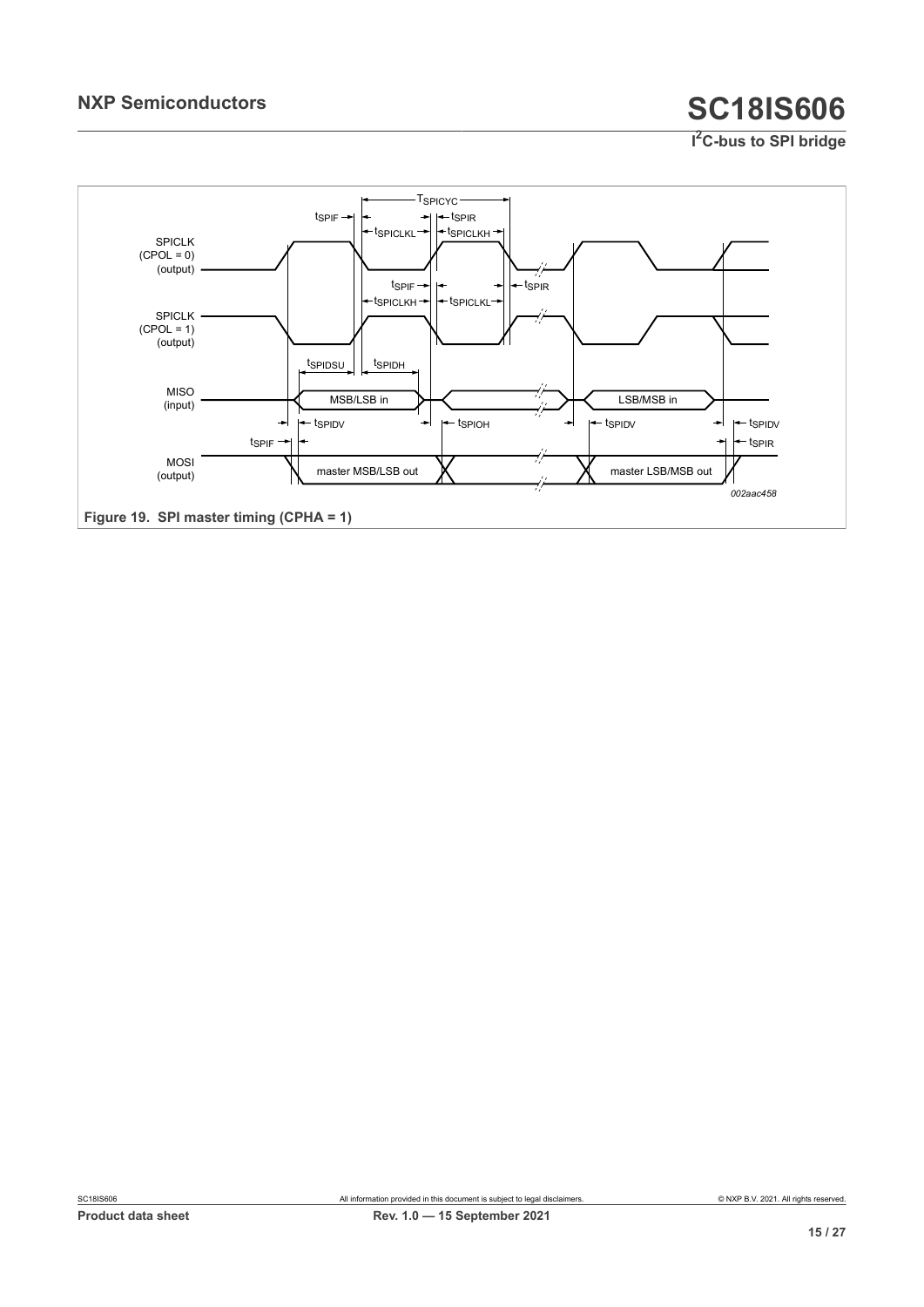Figure 19. SPI master timing (CPHA = 1)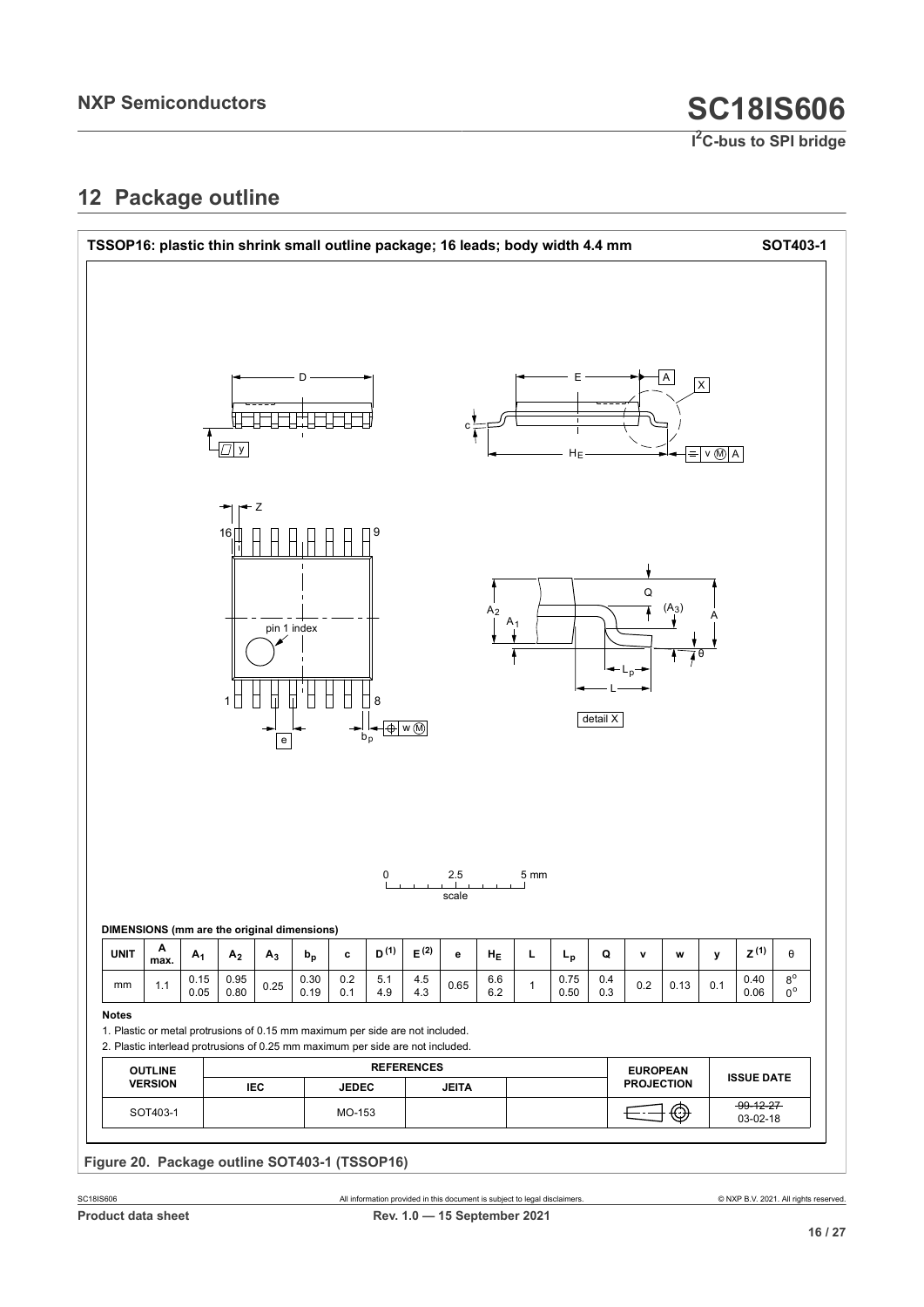## 12 Package outline

**TSSOP16: plastic thin shrink small outline package; 16 leads; body width 4.4 mm** **SOT403-1**

**DIMENSIONS (mm are the original dimensions)**

| UNIT | A max. | $A_1$ | $A_2$ | $A_3$ | $b_p$ | c | $D^{(1)}$ | $E^{(2)}$ | e | $H_E$ | L | $L_p$ | Q | v | w | y | $Z^{(1)}$ | θ |
|---|---|---|---|---|---|---|---|---|---|---|---|---|---|---|---|---|---|---|
| mm | 1.1 | 0.15<br>0.05 | 0.95<br>0.80 | 0.25 | 0.30<br>0.19 | 0.2<br>0.1 | 5.1<br>4.9 | 4.5<br>4.3 | 0.65 | 6.6<br>6.2 | 1 | 0.75<br>0.50 | 0.4<br>0.3 | 0.2 | 0.13 | 0.1 | 0.40<br>0.06 | 8°<br>0° |

**Notes**

1. Plastic or metal protrusions of 0.15 mm maximum per side are not included.
2. Plastic interlead protrusions of 0.25 mm maximum per side are not included.

| OUTLINE VERSION | REFERENCES | | | | EUROPEAN PROJECTION | ISSUE DATE |
|---|---|---|---|---|---|---|
| | IEC | JEDEC | JEITA | | | |
| SOT403-1 | | MO-153 | | | | ~~99-12-27~~<br>03-02-18 |

Figure 20. Package outline SOT403-1 (TSSOP16)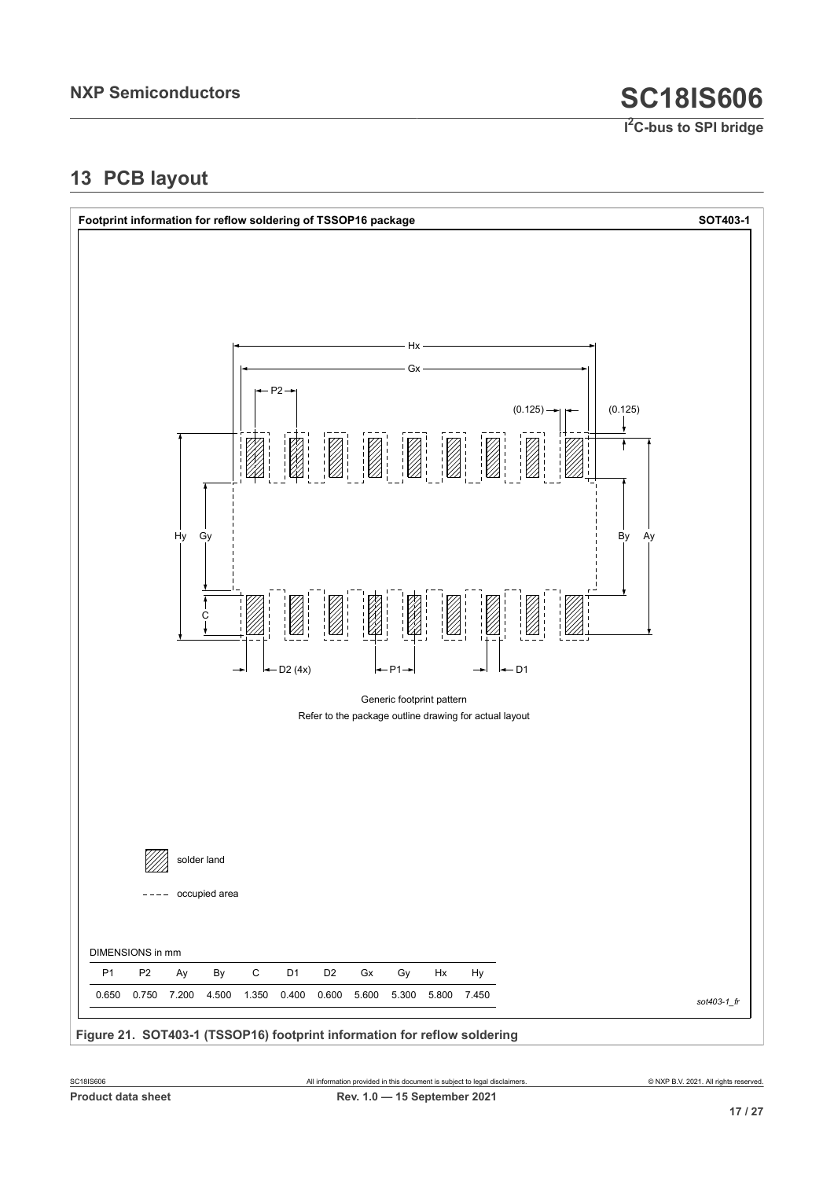## 13 PCB layout

**Footprint information for reflow soldering of TSSOP16 package** **SOT403-1**

Generic footprint pattern

Refer to the package outline drawing for actual layout

solder land

occupied area

DIMENSIONS in mm

| P1 | P2 | Ay | By | C | D1 | D2 | Gx | Gy | Hx | Hy |
|---|---|---|---|---|---|---|---|---|---|---|
| 0.650 | 0.750 | 7.200 | 4.500 | 1.350 | 0.400 | 0.600 | 5.600 | 5.300 | 5.800 | 7.450 |

*sot403-1_fr*

**Figure 21. SOT403-1 (TSSOP16) footprint information for reflow soldering**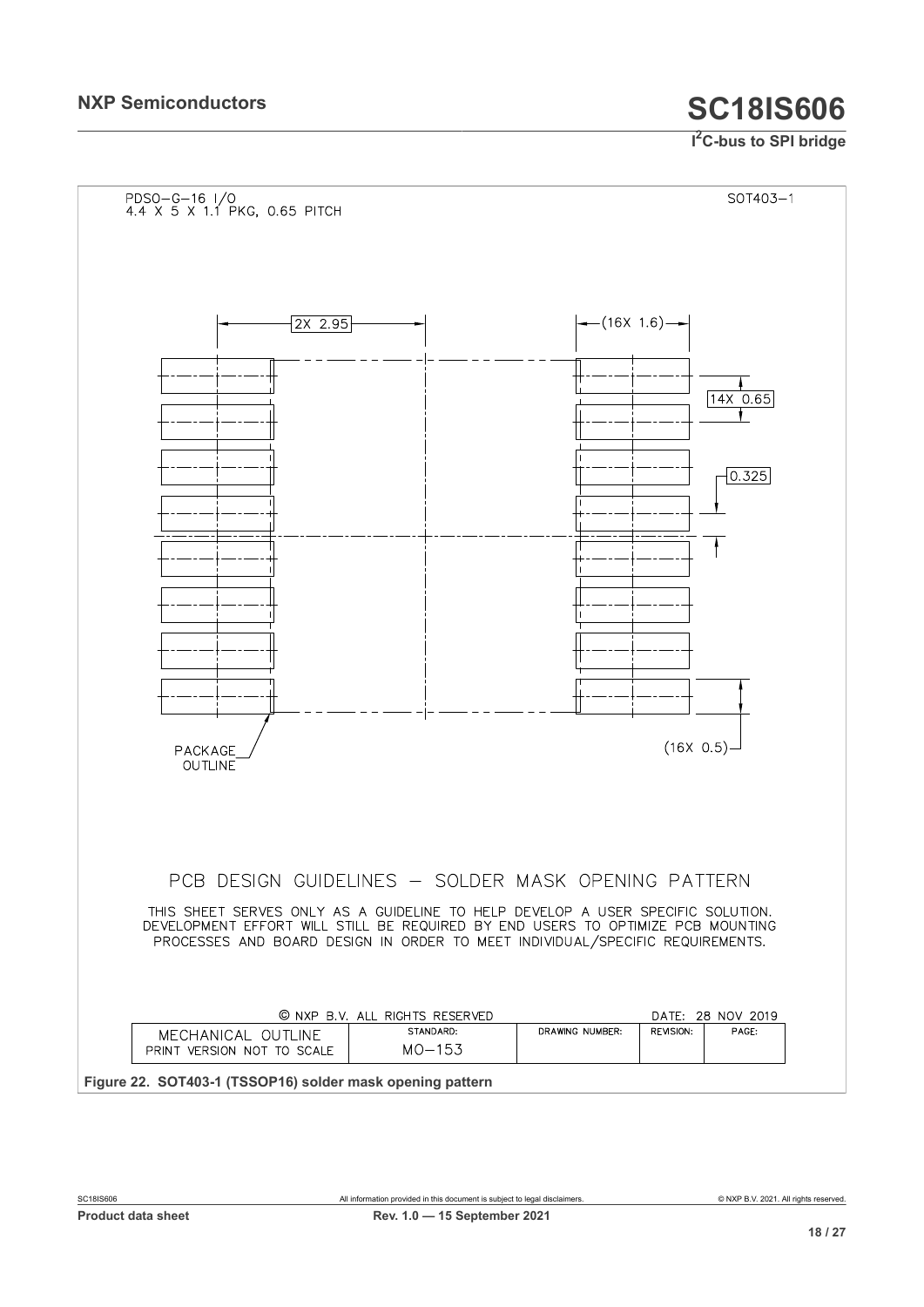PDSO-G-16 I/O
4.4 X 5 X 1.1 PKG, 0.65 PITCH

SOT403-1

2X 2.95

(16X 1.6)

14X 0.65

0.325

(16X 0.5)

PACKAGE OUTLINE

PCB DESIGN GUIDELINES – SOLDER MASK OPENING PATTERN

THIS SHEET SERVES ONLY AS A GUIDELINE TO HELP DEVELOP A USER SPECIFIC SOLUTION. DEVELOPMENT EFFORT WILL STILL BE REQUIRED BY END USERS TO OPTIMIZE PCB MOUNTING PROCESSES AND BOARD DESIGN IN ORDER TO MEET INDIVIDUAL/SPECIFIC REQUIREMENTS.

© NXP B.V. ALL RIGHTS RESERVED — DATE: 28 NOV 2019

| MECHANICAL OUTLINE PRINT VERSION NOT TO SCALE | STANDARD: MO-153 | DRAWING NUMBER: | REVISION: | PAGE: |
|---|---|---|---|---|

**Figure 22. SOT403-1 (TSSOP16) solder mask opening pattern**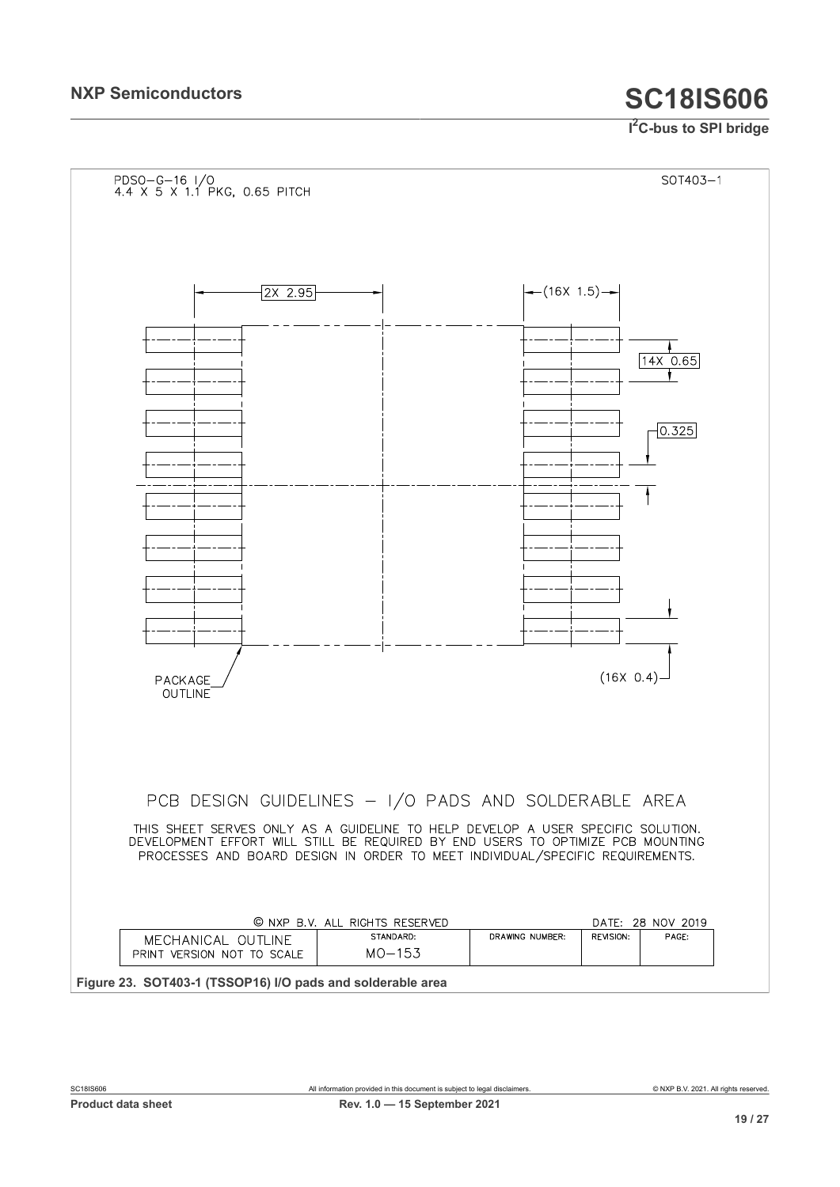PDSO-G-16 I/O
4.4 X 5 X 1.1 PKG, 0.65 PITCH

SOT403-1

2X 2.95

(16X 1.5)

14X 0.65

0.325

(16X 0.4)

PACKAGE OUTLINE

PCB DESIGN GUIDELINES – I/O PADS AND SOLDERABLE AREA

THIS SHEET SERVES ONLY AS A GUIDELINE TO HELP DEVELOP A USER SPECIFIC SOLUTION. DEVELOPMENT EFFORT WILL STILL BE REQUIRED BY END USERS TO OPTIMIZE PCB MOUNTING PROCESSES AND BOARD DESIGN IN ORDER TO MEET INDIVIDUAL/SPECIFIC REQUIREMENTS.

© NXP B.V. ALL RIGHTS RESERVED

DATE: 28 NOV 2019

| MECHANICAL OUTLINE PRINT VERSION NOT TO SCALE | STANDARD: MO-153 | DRAWING NUMBER: | REVISION: | PAGE: |
|---|---|---|---|---|

**Figure 23. SOT403-1 (TSSOP16) I/O pads and solderable area**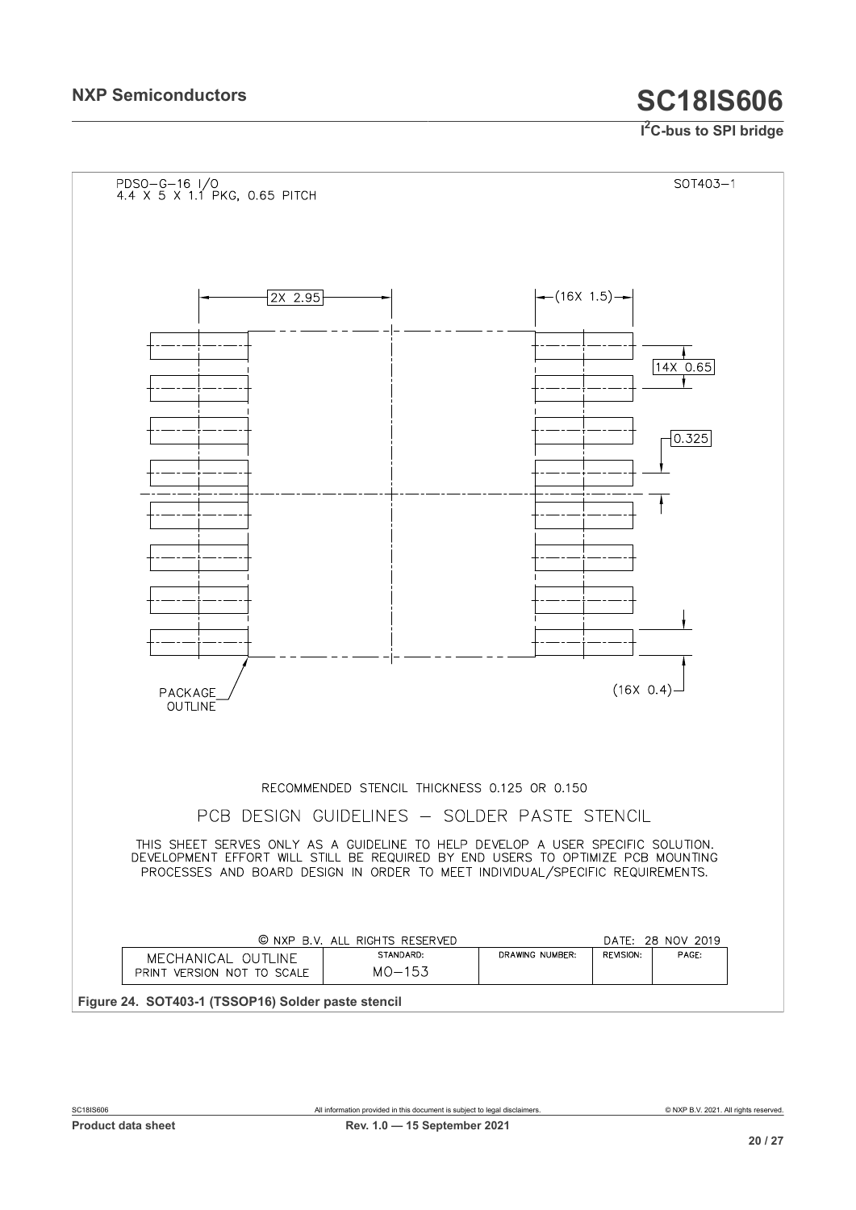PDSO-G-16 I/O
4.4 X 5 X 1.1 PKG, 0.65 PITCH

SOT403-1

2X 2.95

(16X 1.5)

14X 0.65

0.325

(16X 0.4)

PACKAGE OUTLINE

RECOMMENDED STENCIL THICKNESS 0.125 OR 0.150

PCB DESIGN GUIDELINES – SOLDER PASTE STENCIL

THIS SHEET SERVES ONLY AS A GUIDELINE TO HELP DEVELOP A USER SPECIFIC SOLUTION. DEVELOPMENT EFFORT WILL STILL BE REQUIRED BY END USERS TO OPTIMIZE PCB MOUNTING PROCESSES AND BOARD DESIGN IN ORDER TO MEET INDIVIDUAL/SPECIFIC REQUIREMENTS.

© NXP B.V. ALL RIGHTS RESERVED

DATE: 28 NOV 2019

| MECHANICAL OUTLINE PRINT VERSION NOT TO SCALE | STANDARD: MO-153 | DRAWING NUMBER: | REVISION: | PAGE: |
|---|---|---|---|---|

**Figure 24. SOT403-1 (TSSOP16) Solder paste stencil**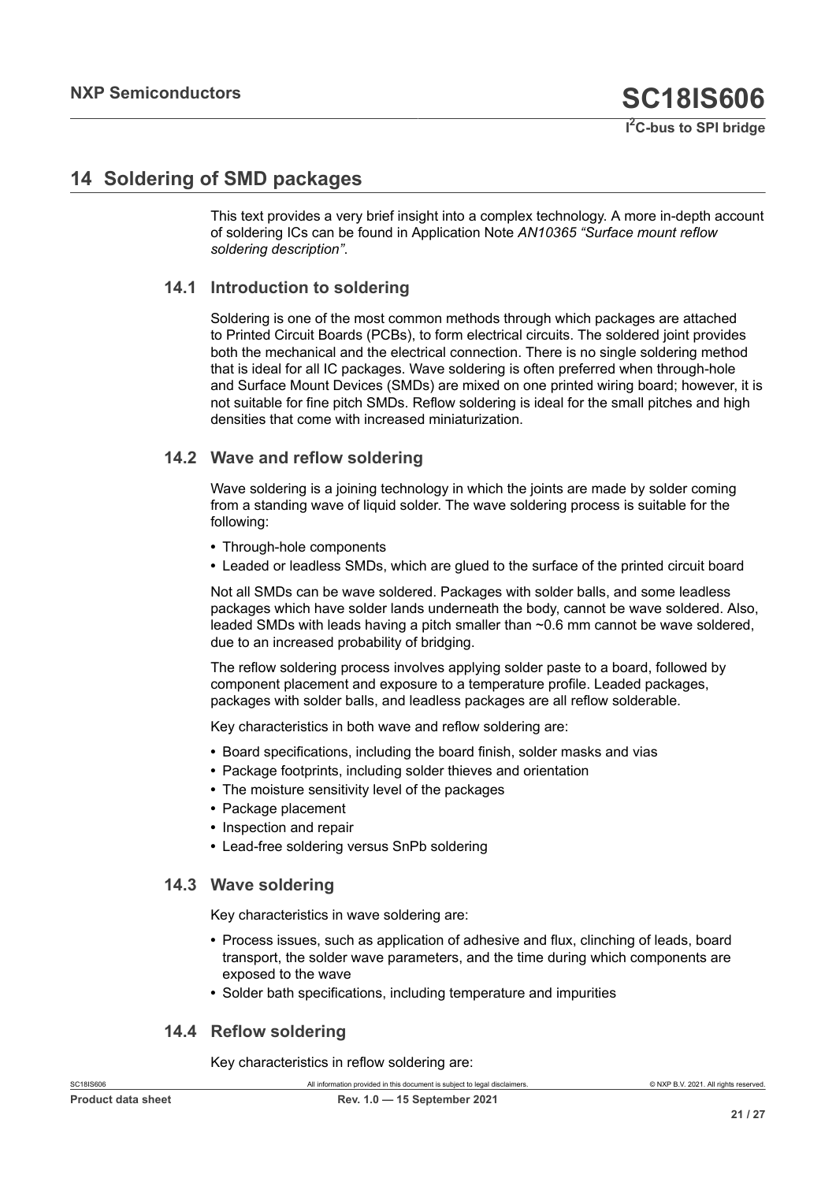## 14 Soldering of SMD packages

This text provides a very brief insight into a complex technology. A more in-depth account of soldering ICs can be found in Application Note *AN10365 "Surface mount reflow soldering description"*.

### 14.1 Introduction to soldering

Soldering is one of the most common methods through which packages are attached to Printed Circuit Boards (PCBs), to form electrical circuits. The soldered joint provides both the mechanical and the electrical connection. There is no single soldering method that is ideal for all IC packages. Wave soldering is often preferred when through-hole and Surface Mount Devices (SMDs) are mixed on one printed wiring board; however, it is not suitable for fine pitch SMDs. Reflow soldering is ideal for the small pitches and high densities that come with increased miniaturization.

### 14.2 Wave and reflow soldering

Wave soldering is a joining technology in which the joints are made by solder coming from a standing wave of liquid solder. The wave soldering process is suitable for the following:

- Through-hole components
- Leaded or leadless SMDs, which are glued to the surface of the printed circuit board

Not all SMDs can be wave soldered. Packages with solder balls, and some leadless packages which have solder lands underneath the body, cannot be wave soldered. Also, leaded SMDs with leads having a pitch smaller than ~0.6 mm cannot be wave soldered, due to an increased probability of bridging.

The reflow soldering process involves applying solder paste to a board, followed by component placement and exposure to a temperature profile. Leaded packages, packages with solder balls, and leadless packages are all reflow solderable.

Key characteristics in both wave and reflow soldering are:

- Board specifications, including the board finish, solder masks and vias
- Package footprints, including solder thieves and orientation
- The moisture sensitivity level of the packages
- Package placement
- Inspection and repair
- Lead-free soldering versus SnPb soldering

### 14.3 Wave soldering

Key characteristics in wave soldering are:

- Process issues, such as application of adhesive and flux, clinching of leads, board transport, the solder wave parameters, and the time during which components are exposed to the wave
- Solder bath specifications, including temperature and impurities

### 14.4 Reflow soldering

Key characteristics in reflow soldering are: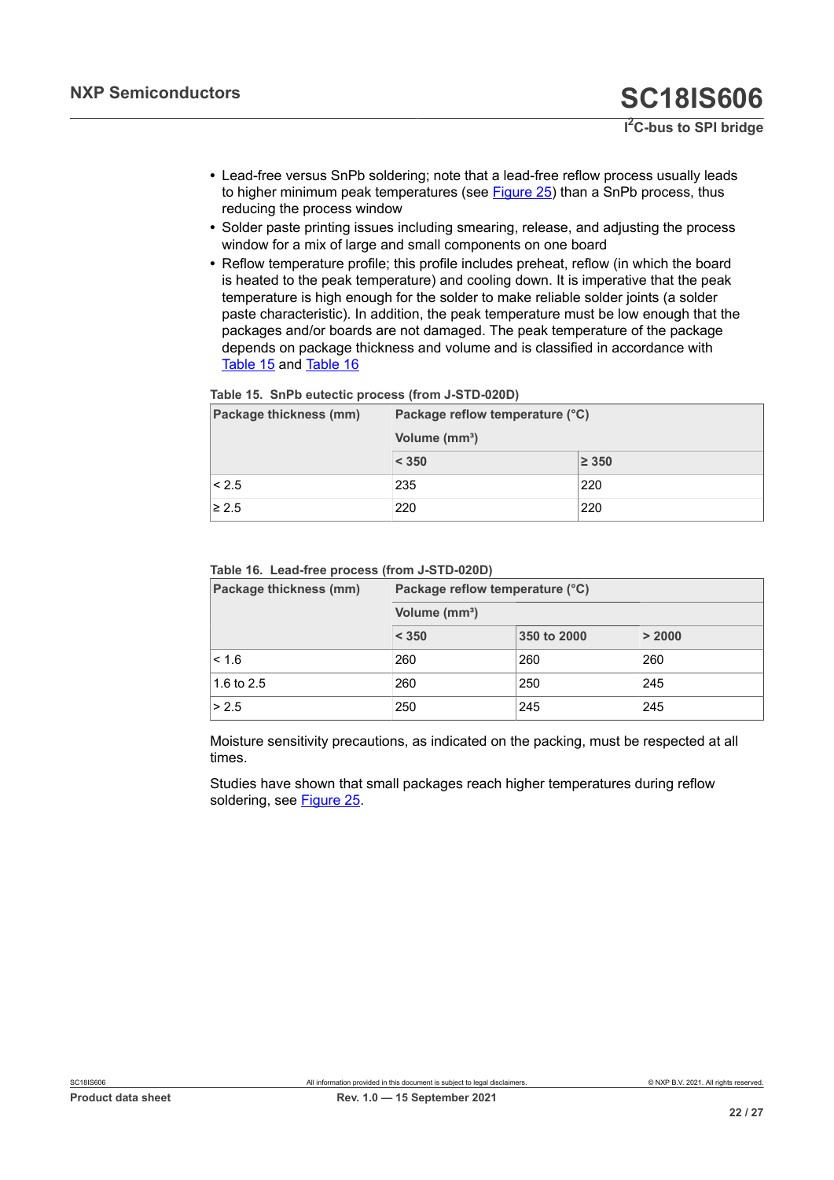- Lead-free versus SnPb soldering; note that a lead-free reflow process usually leads to higher minimum peak temperatures (see Figure 25) than a SnPb process, thus reducing the process window
- Solder paste printing issues including smearing, release, and adjusting the process window for a mix of large and small components on one board
- Reflow temperature profile; this profile includes preheat, reflow (in which the board is heated to the peak temperature) and cooling down. It is imperative that the peak temperature is high enough for the solder to make reliable solder joints (a solder paste characteristic). In addition, the peak temperature must be low enough that the packages and/or boards are not damaged. The peak temperature of the package depends on package thickness and volume and is classified in accordance with Table 15 and Table 16

**Table 15. SnPb eutectic process (from J-STD-020D)**

| Package thickness (mm) | Package reflow temperature (°C) | |
|---|---|---|
| | Volume ($mm^3$) | |
| | < 350 | ≥ 350 |
| < 2.5 | 235 | 220 |
| ≥ 2.5 | 220 | 220 |

**Table 16. Lead-free process (from J-STD-020D)**

| Package thickness (mm) | Package reflow temperature (°C) | | |
|---|---|---|---|
| | Volume ($mm^3$) | | |
| | < 350 | 350 to 2000 | > 2000 |
| < 1.6 | 260 | 260 | 260 |
| 1.6 to 2.5 | 260 | 250 | 245 |
| > 2.5 | 250 | 245 | 245 |

Moisture sensitivity precautions, as indicated on the packing, must be respected at all times.

Studies have shown that small packages reach higher temperatures during reflow soldering, see Figure 25.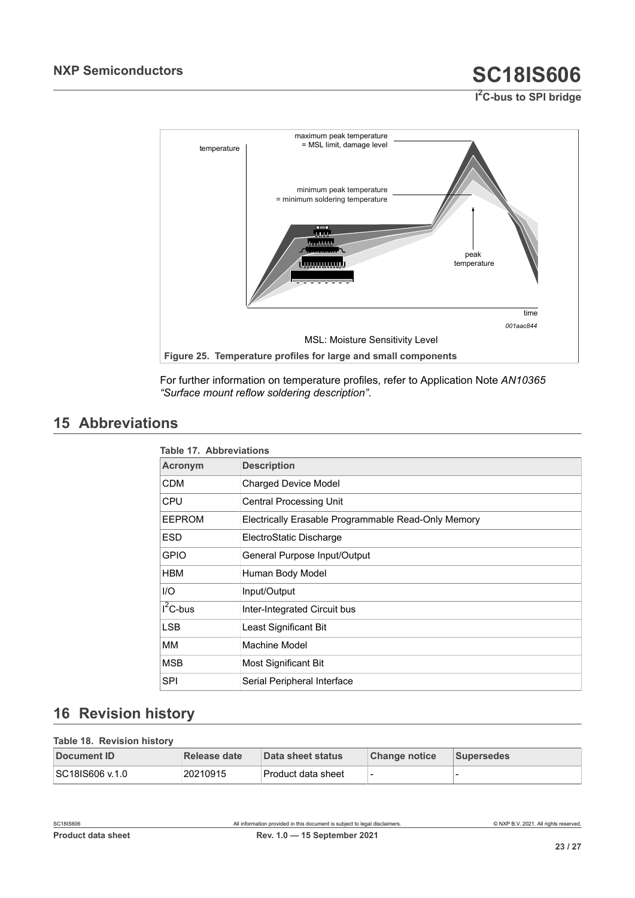Figure 25. Temperature profiles for large and small components

For further information on temperature profiles, refer to Application Note *AN10365 “Surface mount reflow soldering description”*.

# 15 Abbreviations

**Table 17. Abbreviations**

| Acronym | Description |
|---|---|
| CDM | Charged Device Model |
| CPU | Central Processing Unit |
| EEPROM | Electrically Erasable Programmable Read-Only Memory |
| ESD | ElectroStatic Discharge |
| GPIO | General Purpose Input/Output |
| HBM | Human Body Model |
| I/O | Input/Output |
| $I^2C$-bus | Inter-Integrated Circuit bus |
| LSB | Least Significant Bit |
| MM | Machine Model |
| MSB | Most Significant Bit |
| SPI | Serial Peripheral Interface |

# 16 Revision history

**Table 18. Revision history**

| Document ID | Release date | Data sheet status | Change notice | Supersedes |
|---|---|---|---|---|
| SC18IS606 v.1.0 | 20210915 | Product data sheet | - | - |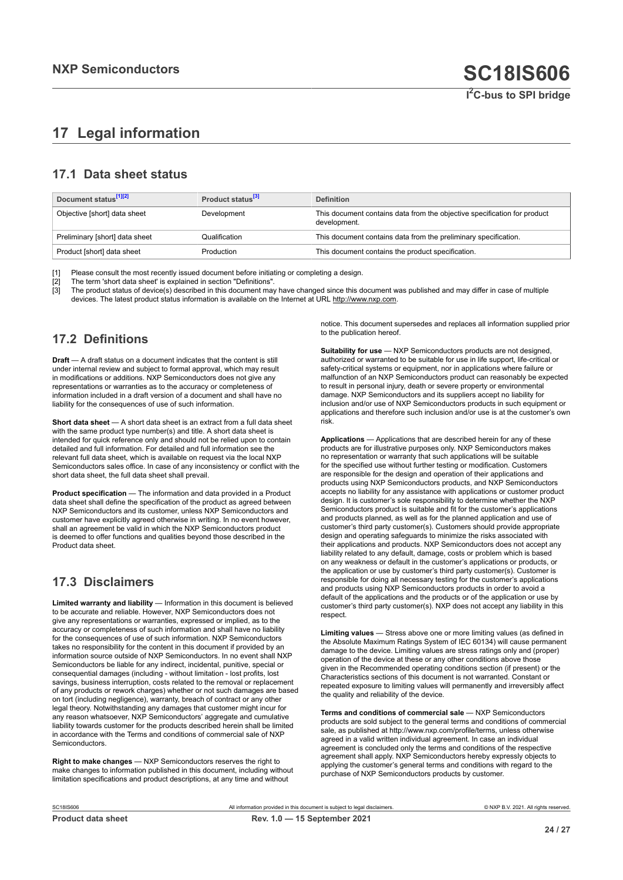# 17 Legal information

## 17.1 Data sheet status

| Document status[1][2] | Product status[3] | Definition |
| --- | --- | --- |
| Objective [short] data sheet | Development | This document contains data from the objective specification for product development. |
| Preliminary [short] data sheet | Qualification | This document contains data from the preliminary specification. |
| Product [short] data sheet | Production | This document contains the product specification. |

[1] Please consult the most recently issued document before initiating or completing a design.
[2] The term 'short data sheet' is explained in section "Definitions".
[3] The product status of device(s) described in this document may have changed since this document was published and may differ in case of multiple devices. The latest product status information is available on the Internet at URL http://www.nxp.com.

## 17.2 Definitions

**Draft** — A draft status on a document indicates that the content is still under internal review and subject to formal approval, which may result in modifications or additions. NXP Semiconductors does not give any representations or warranties as to the accuracy or completeness of information included in a draft version of a document and shall have no liability for the consequences of use of such information.

**Short data sheet** — A short data sheet is an extract from a full data sheet with the same product type number(s) and title. A short data sheet is intended for quick reference only and should not be relied upon to contain detailed and full information. For detailed and full information see the relevant full data sheet, which is available on request via the local NXP Semiconductors sales office. In case of any inconsistency or conflict with the short data sheet, the full data sheet shall prevail.

**Product specification** — The information and data provided in a Product data sheet shall define the specification of the product as agreed between NXP Semiconductors and its customer, unless NXP Semiconductors and customer have explicitly agreed otherwise in writing. In no event however, shall an agreement be valid in which the NXP Semiconductors product is deemed to offer functions and qualities beyond those described in the Product data sheet.

## 17.3 Disclaimers

**Limited warranty and liability** — Information in this document is believed to be accurate and reliable. However, NXP Semiconductors does not give any representations or warranties, expressed or implied, as to the accuracy or completeness of such information and shall have no liability for the consequences of use of such information. NXP Semiconductors takes no responsibility for the content in this document if provided by an information source outside of NXP Semiconductors. In no event shall NXP Semiconductors be liable for any indirect, incidental, punitive, special or consequential damages (including - without limitation - lost profits, lost savings, business interruption, costs related to the removal or replacement of any products or rework charges) whether or not such damages are based on tort (including negligence), warranty, breach of contract or any other legal theory. Notwithstanding any damages that customer might incur for any reason whatsoever, NXP Semiconductors' aggregate and cumulative liability towards customer for the products described herein shall be limited in accordance with the Terms and conditions of commercial sale of NXP Semiconductors.

**Right to make changes** — NXP Semiconductors reserves the right to make changes to information published in this document, including without limitation specifications and product descriptions, at any time and without notice. This document supersedes and replaces all information supplied prior to the publication hereof.

**Suitability for use** — NXP Semiconductors products are not designed, authorized or warranted to be suitable for use in life support, life-critical or safety-critical systems or equipment, nor in applications where failure or malfunction of an NXP Semiconductors product can reasonably be expected to result in personal injury, death or severe property or environmental damage. NXP Semiconductors and its suppliers accept no liability for inclusion and/or use of NXP Semiconductors products in such equipment or applications and therefore such inclusion and/or use is at the customer's own risk.

**Applications** — Applications that are described herein for any of these products are for illustrative purposes only. NXP Semiconductors makes no representation or warranty that such applications will be suitable for the specified use without further testing or modification. Customers are responsible for the design and operation of their applications and products using NXP Semiconductors products, and NXP Semiconductors accepts no liability for any assistance with applications or customer product design. It is customer's sole responsibility to determine whether the NXP Semiconductors product is suitable and fit for the customer's applications and products planned, as well as for the planned application and use of customer's third party customer(s). Customers should provide appropriate design and operating safeguards to minimize the risks associated with their applications and products. NXP Semiconductors does not accept any liability related to any default, damage, costs or problem which is based on any weakness or default in the customer's applications or products, or the application or use by customer's third party customer(s). Customer is responsible for doing all necessary testing for the customer's applications and products using NXP Semiconductors products in order to avoid a default of the applications and the products or of the application or use by customer's third party customer(s). NXP does not accept any liability in this respect.

**Limiting values** — Stress above one or more limiting values (as defined in the Absolute Maximum Ratings System of IEC 60134) will cause permanent damage to the device. Limiting values are stress ratings only and (proper) operation of the device at these or any other conditions above those given in the Recommended operating conditions section (if present) or the Characteristics sections of this document is not warranted. Constant or repeated exposure to limiting values will permanently and irreversibly affect the quality and reliability of the device.

**Terms and conditions of commercial sale** — NXP Semiconductors products are sold subject to the general terms and conditions of commercial sale, as published at http://www.nxp.com/profile/terms, unless otherwise agreed in a valid written individual agreement. In case an individual agreement is concluded only the terms and conditions of the respective agreement shall apply. NXP Semiconductors hereby expressly objects to applying the customer's general terms and conditions with regard to the purchase of NXP Semiconductors products by customer.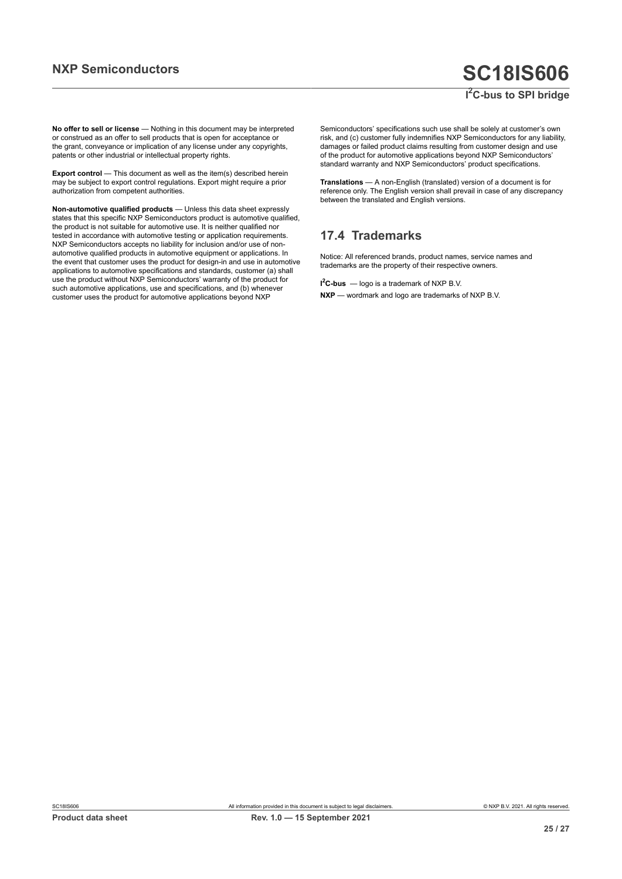**No offer to sell or license** — Nothing in this document may be interpreted or construed as an offer to sell products that is open for acceptance or the grant, conveyance or implication of any license under any copyrights, patents or other industrial or intellectual property rights.

**Export control** — This document as well as the item(s) described herein may be subject to export control regulations. Export might require a prior authorization from competent authorities.

**Non-automotive qualified products** — Unless this data sheet expressly states that this specific NXP Semiconductors product is automotive qualified, the product is not suitable for automotive use. It is neither qualified nor tested in accordance with automotive testing or application requirements. NXP Semiconductors accepts no liability for inclusion and/or use of non-automotive qualified products in automotive equipment or applications. In the event that customer uses the product for design-in and use in automotive applications to automotive specifications and standards, customer (a) shall use the product without NXP Semiconductors' warranty of the product for such automotive applications, use and specifications, and (b) whenever customer uses the product for automotive applications beyond NXP Semiconductors' specifications such use shall be solely at customer's own risk, and (c) customer fully indemnifies NXP Semiconductors for any liability, damages or failed product claims resulting from customer design and use of the product for automotive applications beyond NXP Semiconductors' standard warranty and NXP Semiconductors' product specifications.

**Translations** — A non-English (translated) version of a document is for reference only. The English version shall prevail in case of any discrepancy between the translated and English versions.

## 17.4 Trademarks

Notice: All referenced brands, product names, service names and trademarks are the property of their respective owners.

**I$^2$C-bus** — logo is a trademark of NXP B.V.

**NXP** — wordmark and logo are trademarks of NXP B.V.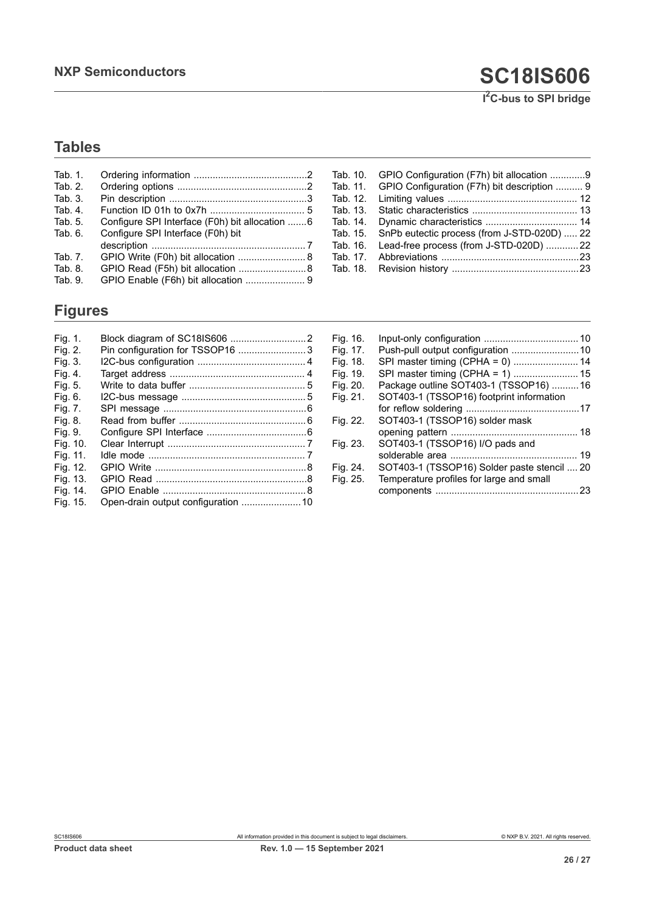## Tables

- Tab. 1. Ordering information ..........................................2
- Tab. 2. Ordering options ................................................2
- Tab. 3. Pin description ...................................................3
- Tab. 4. Function ID 01h to 0x7h ................................... 5
- Tab. 5. Configure SPI Interface (F0h) bit allocation .......6
- Tab. 6. Configure SPI Interface (F0h) bit description ......................................................... 7
- Tab. 7. GPIO Write (F0h) bit allocation ......................... 8
- Tab. 8. GPIO Read (F5h) bit allocation ..........................8
- Tab. 9. GPIO Enable (F6h) bit allocation ...................... 9
- Tab. 10. GPIO Configuration (F7h) bit allocation .............9
- Tab. 11. GPIO Configuration (F7h) bit description .......... 9
- Tab. 12. Limiting values ................................................ 12
- Tab. 13. Static characteristics ....................................... 13
- Tab. 14. Dynamic characteristics .................................. 14
- Tab. 15. SnPb eutectic process (from J-STD-020D) ..... 22
- Tab. 16. Lead-free process (from J-STD-020D) ............22
- Tab. 17. Abbreviations ...................................................23
- Tab. 18. Revision history ...............................................23

## Figures

- Fig. 1. Block diagram of SC18IS606 ............................2
- Fig. 2. Pin configuration for TSSOP16 .........................3
- Fig. 3. I2C-bus configuration ........................................ 4
- Fig. 4. Target address .................................................. 4
- Fig. 5. Write to data buffer ........................................... 5
- Fig. 6. I2C-bus message .............................................. 5
- Fig. 7. SPI message .....................................................6
- Fig. 8. Read from buffer ...............................................6
- Fig. 9. Configure SPI Interface .....................................6
- Fig. 10. Clear Interrupt ...................................................7
- Fig. 11. Idle mode ..........................................................7
- Fig. 12. GPIO Write ........................................................8
- Fig. 13. GPIO Read ........................................................8
- Fig. 14. GPIO Enable .....................................................8
- Fig. 15. Open-drain output configuration ......................10
- Fig. 16. Input-only configuration ...................................10
- Fig. 17. Push-pull output configuration .........................10
- Fig. 18. SPI master timing (CPHA = 0) ........................ 14
- Fig. 19. SPI master timing (CPHA = 1) ........................ 15
- Fig. 20. Package outline SOT403-1 (TSSOP16) ..........16
- Fig. 21. SOT403-1 (TSSOP16) footprint information for reflow soldering ..........................................17
- Fig. 22. SOT403-1 (TSSOP16) solder mask opening pattern ............................................... 18
- Fig. 23. SOT403-1 (TSSOP16) I/O pads and solderable area ............................................... 19
- Fig. 24. SOT403-1 (TSSOP16) Solder paste stencil .... 20
- Fig. 25. Temperature profiles for large and small components .....................................................23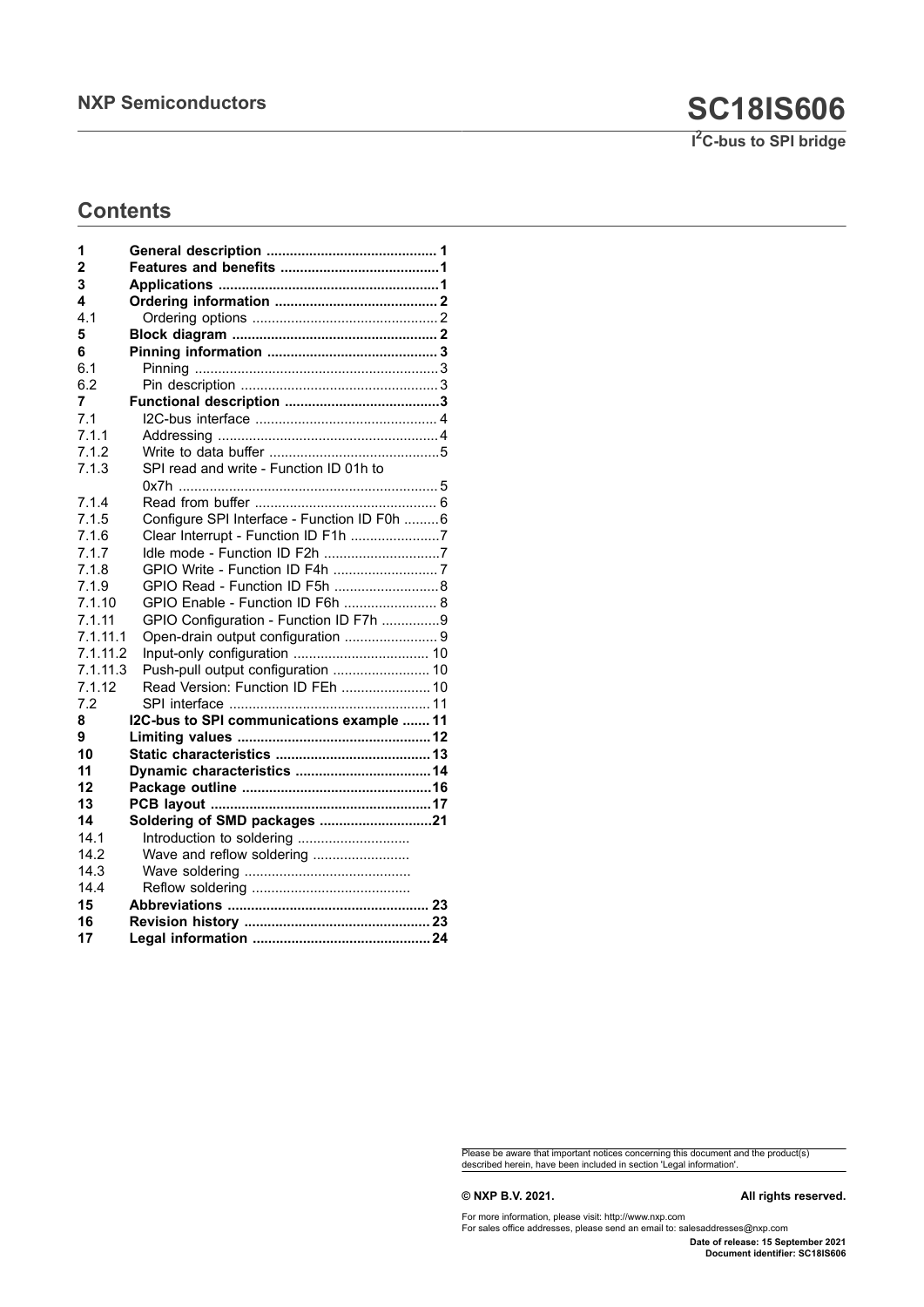## Contents

| | | |
|---|---|---|
| **1** | **General description** | **1** |
| **2** | **Features and benefits** | **1** |
| **3** | **Applications** | **1** |
| **4** | **Ordering information** | **2** |
| 4.1 | Ordering options | 2 |
| **5** | **Block diagram** | **2** |
| **6** | **Pinning information** | **3** |
| 6.1 | Pinning | 3 |
| 6.2 | Pin description | 3 |
| **7** | **Functional description** | **3** |
| 7.1 | I2C-bus interface | 4 |
| 7.1.1 | Addressing | 4 |
| 7.1.2 | Write to data buffer | 5 |
| 7.1.3 | SPI read and write - Function ID 01h to 0x7h | 5 |
| 7.1.4 | Read from buffer | 6 |
| 7.1.5 | Configure SPI Interface - Function ID F0h | 6 |
| 7.1.6 | Clear Interrupt - Function ID F1h | 7 |
| 7.1.7 | Idle mode - Function ID F2h | 7 |
| 7.1.8 | GPIO Write - Function ID F4h | 7 |
| 7.1.9 | GPIO Read - Function ID F5h | 8 |
| 7.1.10 | GPIO Enable - Function ID F6h | 8 |
| 7.1.11 | GPIO Configuration - Function ID F7h | 9 |
| 7.1.11.1 | Open-drain output configuration | 9 |
| 7.1.11.2 | Input-only configuration | 10 |
| 7.1.11.3 | Push-pull output configuration | 10 |
| 7.1.12 | Read Version: Function ID FEh | 10 |
| 7.2 | SPI interface | 11 |
| **8** | **I2C-bus to SPI communications example** | **11** |
| **9** | **Limiting values** | **12** |
| **10** | **Static characteristics** | **13** |
| **11** | **Dynamic characteristics** | **14** |
| **12** | **Package outline** | **16** |
| **13** | **PCB layout** | **17** |
| **14** | **Soldering of SMD packages** | **21** |
| 14.1 | Introduction to soldering | |
| 14.2 | Wave and reflow soldering | |
| 14.3 | Wave soldering | |
| 14.4 | Reflow soldering | |
| **15** | **Abbreviations** | **23** |
| **16** | **Revision history** | **23** |
| **17** | **Legal information** | **24** |

Please be aware that important notices concerning this document and the product(s) described herein, have been included in section 'Legal information'.

**© NXP B.V. 2021.** **All rights reserved.**

For more information, please visit: http://www.nxp.com
For sales office addresses, please send an email to: salesaddresses@nxp.com

**Date of release: 15 September 2021**
**Document identifier: SC18IS606**